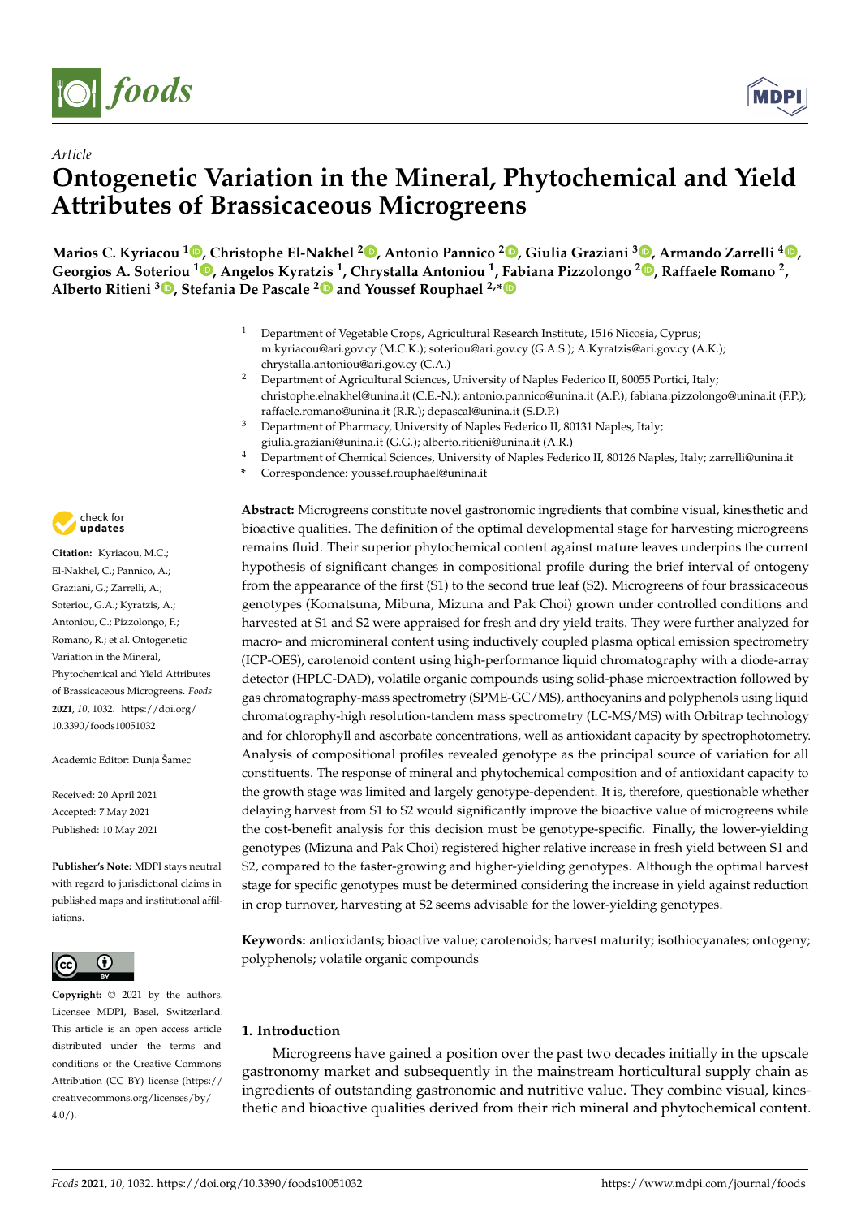*Article*

# Ontogenetic Variation in the Mineral, Phytochemical and Yield Attributes of Brassicaceous Microgreens

**Marios C. Kyriacou [1], Christophe El-Nakhel [2], Antonio Pannico [2], Giulia Graziani [3], Armando Zarrelli [4], Georgios A. Soteriou [1], Angelos Kyratzis [1], Chrystalla Antoniou [1], Fabiana Pizzolongo [2], Raffaele Romano [2], Alberto Ritieni [3], Stefania De Pascale [2] and Youssef Rouphael [2,*]**

[1] Department of Vegetable Crops, Agricultural Research Institute, 1516 Nicosia, Cyprus; m.kyriacou@ari.gov.cy (M.C.K.); soteriou@ari.gov.cy (G.A.S.); A.Kyratzis@ari.gov.cy (A.K.); chrystalla.antoniou@ari.gov.cy (C.A.)

[2] Department of Agricultural Sciences, University of Naples Federico II, 80055 Portici, Italy; christophe.elnakhel@unina.it (C.E.-N.); antonio.pannico@unina.it (A.P.); fabiana.pizzolongo@unina.it (F.P.); raffaele.romano@unina.it (R.R.); depascal@unina.it (S.D.P.)

[3] Department of Pharmacy, University of Naples Federico II, 80131 Naples, Italy; giulia.graziani@unina.it (G.G.); alberto.ritieni@unina.it (A.R.)

[4] Department of Chemical Sciences, University of Naples Federico II, 80126 Naples, Italy; zarrelli@unina.it

\* Correspondence: youssef.rouphael@unina.it

**Citation:** Kyriacou, M.C.; El-Nakhel, C.; Pannico, A.; Graziani, G.; Zarrelli, A.; Soteriou, G.A.; Kyratzis, A.; Antoniou, C.; Pizzolongo, F.; Romano, R.; et al. Ontogenetic Variation in the Mineral, Phytochemical and Yield Attributes of Brassicaceous Microgreens. *Foods* **2021**, *10*, 1032. https://doi.org/10.3390/foods10051032

Academic Editor: Dunja Šamec

Received: 20 April 2021
Accepted: 7 May 2021
Published: 10 May 2021

**Publisher's Note:** MDPI stays neutral with regard to jurisdictional claims in published maps and institutional affiliations.

**Copyright:** © 2021 by the authors. Licensee MDPI, Basel, Switzerland. This article is an open access article distributed under the terms and conditions of the Creative Commons Attribution (CC BY) license (https://creativecommons.org/licenses/by/4.0/).

**Abstract:** Microgreens constitute novel gastronomic ingredients that combine visual, kinesthetic and bioactive qualities. The definition of the optimal developmental stage for harvesting microgreens remains fluid. Their superior phytochemical content against mature leaves underpins the current hypothesis of significant changes in compositional profile during the brief interval of ontogeny from the appearance of the first (S1) to the second true leaf (S2). Microgreens of four brassicaceous genotypes (Komatsuna, Mibuna, Mizuna and Pak Choi) grown under controlled conditions and harvested at S1 and S2 were appraised for fresh and dry yield traits. They were further analyzed for macro- and micromineral content using inductively coupled plasma optical emission spectrometry (ICP-OES), carotenoid content using high-performance liquid chromatography with a diode-array detector (HPLC-DAD), volatile organic compounds using solid-phase microextraction followed by gas chromatography-mass spectrometry (SPME-GC/MS), anthocyanins and polyphenols using liquid chromatography-high resolution-tandem mass spectrometry (LC-MS/MS) with Orbitrap technology and for chlorophyll and ascorbate concentrations, well as antioxidant capacity by spectrophotometry. Analysis of compositional profiles revealed genotype as the principal source of variation for all constituents. The response of mineral and phytochemical composition and of antioxidant capacity to the growth stage was limited and largely genotype-dependent. It is, therefore, questionable whether delaying harvest from S1 to S2 would significantly improve the bioactive value of microgreens while the cost-benefit analysis for this decision must be genotype-specific. Finally, the lower-yielding genotypes (Mizuna and Pak Choi) registered higher relative increase in fresh yield between S1 and S2, compared to the faster-growing and higher-yielding genotypes. Although the optimal harvest stage for specific genotypes must be determined considering the increase in yield against reduction in crop turnover, harvesting at S2 seems advisable for the lower-yielding genotypes.

**Keywords:** antioxidants; bioactive value; carotenoids; harvest maturity; isothiocyanates; ontogeny; polyphenols; volatile organic compounds

## 1. Introduction

Microgreens have gained a position over the past two decades initially in the upscale gastronomy market and subsequently in the mainstream horticultural supply chain as ingredients of outstanding gastronomic and nutritive value. They combine visual, kinesthetic and bioactive qualities derived from their rich mineral and phytochemical content.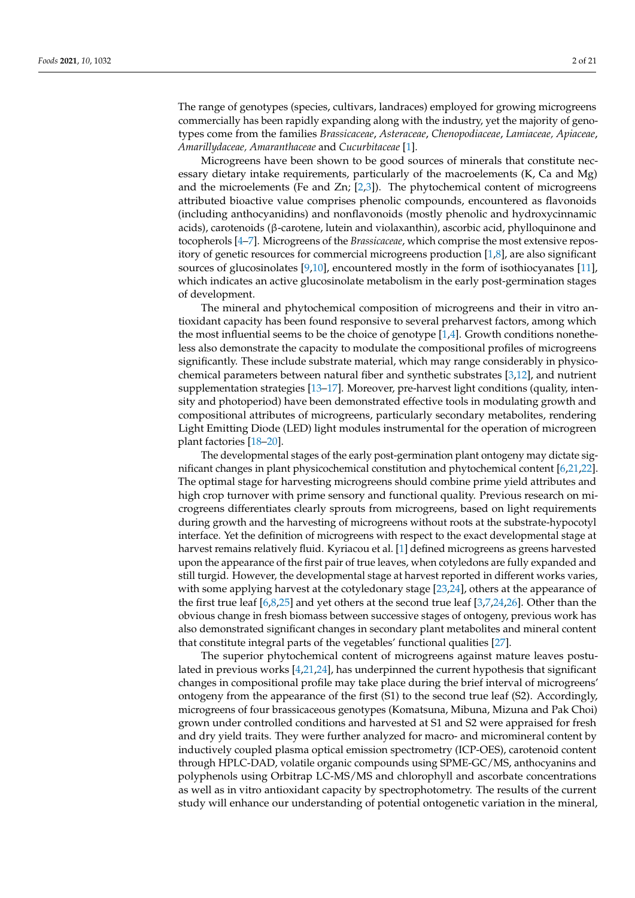The range of genotypes (species, cultivars, landraces) employed for growing microgreens commercially has been rapidly expanding along with the industry, yet the majority of genotypes come from the families *Brassicaceae*, *Asteraceae*, *Chenopodiaceae*, *Lamiaceae, Apiaceae*, *Amarillydaceae, Amaranthaceae* and *Cucurbitaceae* [1].

Microgreens have been shown to be good sources of minerals that constitute necessary dietary intake requirements, particularly of the macroelements (K, Ca and Mg) and the microelements (Fe and Zn; [2,3]). The phytochemical content of microgreens attributed bioactive value comprises phenolic compounds, encountered as flavonoids (including anthocyanidins) and nonflavonoids (mostly phenolic and hydroxycinnamic acids), carotenoids (β-carotene, lutein and violaxanthin), ascorbic acid, phylloquinone and tocopherols [4–7]. Microgreens of the *Brassicaceae*, which comprise the most extensive repository of genetic resources for commercial microgreens production [1,8], are also significant sources of glucosinolates [9,10], encountered mostly in the form of isothiocyanates [11], which indicates an active glucosinolate metabolism in the early post-germination stages of development.

The mineral and phytochemical composition of microgreens and their in vitro antioxidant capacity has been found responsive to several preharvest factors, among which the most influential seems to be the choice of genotype [1,4]. Growth conditions nonetheless also demonstrate the capacity to modulate the compositional profiles of microgreens significantly. These include substrate material, which may range considerably in physicochemical parameters between natural fiber and synthetic substrates [3,12], and nutrient supplementation strategies [13–17]. Moreover, pre-harvest light conditions (quality, intensity and photoperiod) have been demonstrated effective tools in modulating growth and compositional attributes of microgreens, particularly secondary metabolites, rendering Light Emitting Diode (LED) light modules instrumental for the operation of microgreen plant factories [18–20].

The developmental stages of the early post-germination plant ontogeny may dictate significant changes in plant physicochemical constitution and phytochemical content [6,21,22]. The optimal stage for harvesting microgreens should combine prime yield attributes and high crop turnover with prime sensory and functional quality. Previous research on microgreens differentiates clearly sprouts from microgreens, based on light requirements during growth and the harvesting of microgreens without roots at the substrate-hypocotyl interface. Yet the definition of microgreens with respect to the exact developmental stage at harvest remains relatively fluid. Kyriacou et al. [1] defined microgreens as greens harvested upon the appearance of the first pair of true leaves, when cotyledons are fully expanded and still turgid. However, the developmental stage at harvest reported in different works varies, with some applying harvest at the cotyledonary stage [23,24], others at the appearance of the first true leaf [6,8,25] and yet others at the second true leaf [3,7,24,26]. Other than the obvious change in fresh biomass between successive stages of ontogeny, previous work has also demonstrated significant changes in secondary plant metabolites and mineral content that constitute integral parts of the vegetables' functional qualities [27].

The superior phytochemical content of microgreens against mature leaves postulated in previous works [4,21,24], has underpinned the current hypothesis that significant changes in compositional profile may take place during the brief interval of microgreens' ontogeny from the appearance of the first (S1) to the second true leaf (S2). Accordingly, microgreens of four brassicaceous genotypes (Komatsuna, Mibuna, Mizuna and Pak Choi) grown under controlled conditions and harvested at S1 and S2 were appraised for fresh and dry yield traits. They were further analyzed for macro- and micromineral content by inductively coupled plasma optical emission spectrometry (ICP-OES), carotenoid content through HPLC-DAD, volatile organic compounds using SPME-GC/MS, anthocyanins and polyphenols using Orbitrap LC-MS/MS and chlorophyll and ascorbate concentrations as well as in vitro antioxidant capacity by spectrophotometry. The results of the current study will enhance our understanding of potential ontogenetic variation in the mineral,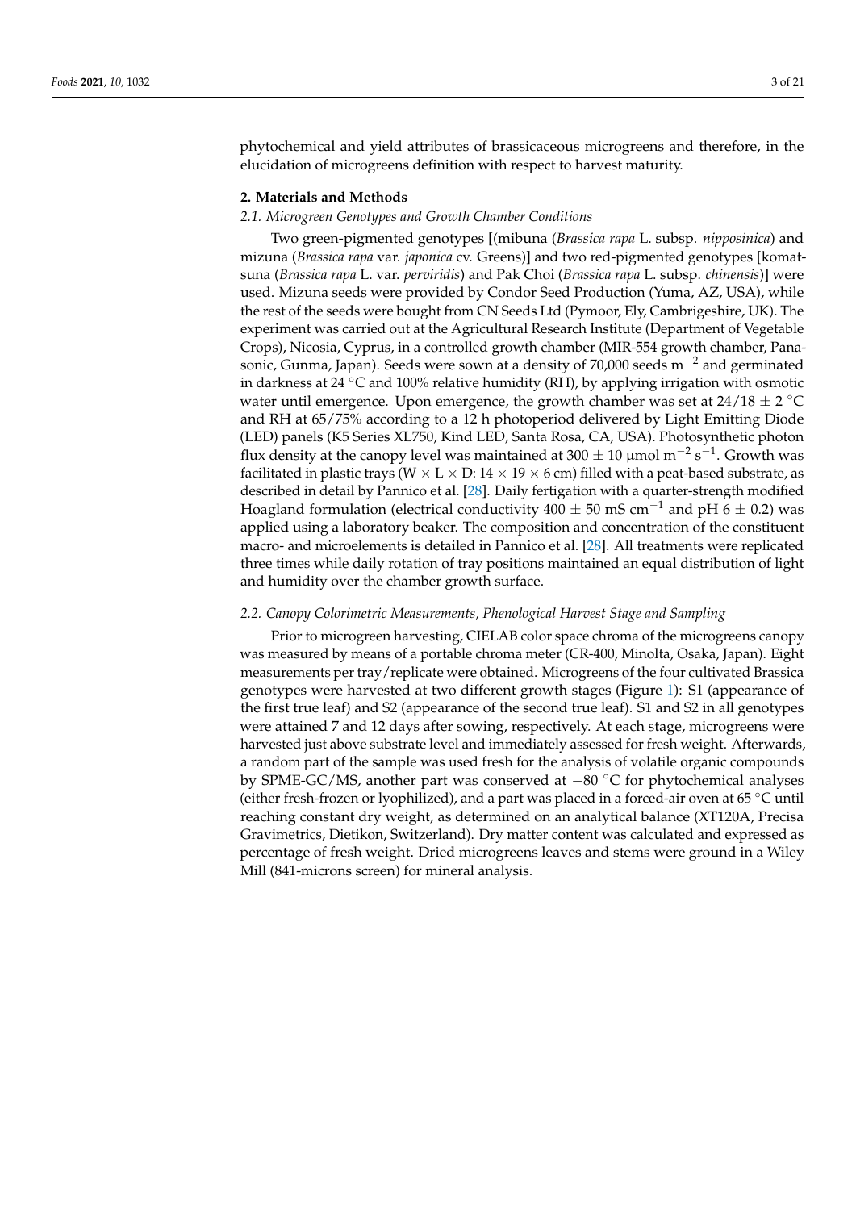phytochemical and yield attributes of brassicaceous microgreens and therefore, in the elucidation of microgreens definition with respect to harvest maturity.

## 2. Materials and Methods

### *2.1. Microgreen Genotypes and Growth Chamber Conditions*

Two green-pigmented genotypes [(mibuna (*Brassica rapa* L. subsp. *nipposinica*) and mizuna (*Brassica rapa* var. *japonica* cv. Greens)] and two red-pigmented genotypes [komatsuna (*Brassica rapa* L. var. *perviridis*) and Pak Choi (*Brassica rapa* L. subsp. *chinensis*)] were used. Mizuna seeds were provided by Condor Seed Production (Yuma, AZ, USA), while the rest of the seeds were bought from CN Seeds Ltd (Pymoor, Ely, Cambrigeshire, UK). The experiment was carried out at the Agricultural Research Institute (Department of Vegetable Crops), Nicosia, Cyprus, in a controlled growth chamber (MIR-554 growth chamber, Panasonic, Gunma, Japan). Seeds were sown at a density of 70,000 seeds $m^{-2}$ and germinated in darkness at 24 °C and 100% relative humidity (RH), by applying irrigation with osmotic water until emergence. Upon emergence, the growth chamber was set at 24/18 ± 2 °C and RH at 65/75% according to a 12 h photoperiod delivered by Light Emitting Diode (LED) panels (K5 Series XL750, Kind LED, Santa Rosa, CA, USA). Photosynthetic photon flux density at the canopy level was maintained at 300 ± 10 μmol $m^{-2}$ $s^{-1}$. Growth was facilitated in plastic trays (W × L × D: 14 × 19 × 6 cm) filled with a peat-based substrate, as described in detail by Pannico et al. [28]. Daily fertigation with a quarter-strength modified Hoagland formulation (electrical conductivity 400 ± 50 mS $cm^{-1}$ and pH 6 ± 0.2) was applied using a laboratory beaker. The composition and concentration of the constituent macro- and microelements is detailed in Pannico et al. [28]. All treatments were replicated three times while daily rotation of tray positions maintained an equal distribution of light and humidity over the chamber growth surface.

### *2.2. Canopy Colorimetric Measurements, Phenological Harvest Stage and Sampling*

Prior to microgreen harvesting, CIELAB color space chroma of the microgreens canopy was measured by means of a portable chroma meter (CR-400, Minolta, Osaka, Japan). Eight measurements per tray/replicate were obtained. Microgreens of the four cultivated Brassica genotypes were harvested at two different growth stages (Figure 1): S1 (appearance of the first true leaf) and S2 (appearance of the second true leaf). S1 and S2 in all genotypes were attained 7 and 12 days after sowing, respectively. At each stage, microgreens were harvested just above substrate level and immediately assessed for fresh weight. Afterwards, a random part of the sample was used fresh for the analysis of volatile organic compounds by SPME-GC/MS, another part was conserved at −80 °C for phytochemical analyses (either fresh-frozen or lyophilized), and a part was placed in a forced-air oven at 65 °C until reaching constant dry weight, as determined on an analytical balance (XT120A, Precisa Gravimetrics, Dietikon, Switzerland). Dry matter content was calculated and expressed as percentage of fresh weight. Dried microgreens leaves and stems were ground in a Wiley Mill (841-microns screen) for mineral analysis.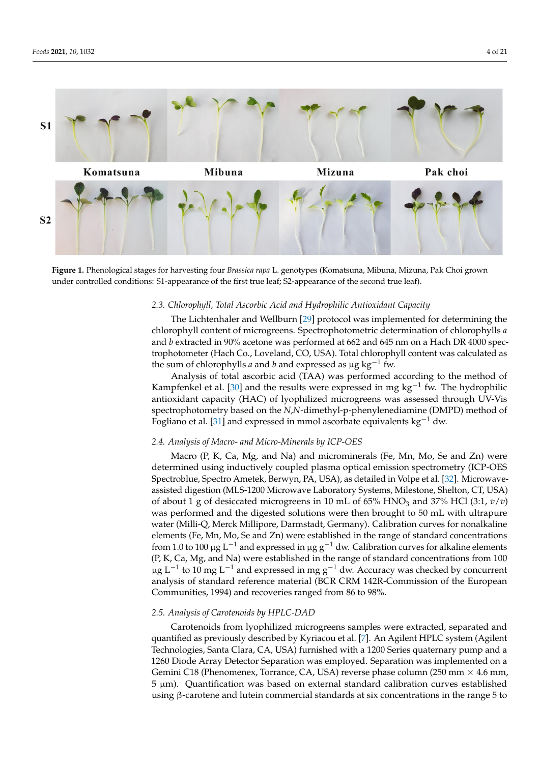**Figure 1.** Phenological stages for harvesting four *Brassica rapa* L. genotypes (Komatsuna, Mibuna, Mizuna, Pak Choi grown under controlled conditions: S1-appearance of the first true leaf; S2-appearance of the second true leaf).

### 2.3. Chlorophyll, Total Ascorbic Acid and Hydrophilic Antioxidant Capacity

The Lichtenhaler and Wellburn [29] protocol was implemented for determining the chlorophyll content of microgreens. Spectrophotometric determination of chlorophylls *a* and *b* extracted in 90% acetone was performed at 662 and 645 nm on a Hach DR 4000 spectrophotometer (Hach Co., Loveland, CO, USA). Total chlorophyll content was calculated as the sum of chlorophylls *a* and *b* and expressed as μg $kg^{-1}$ fw.

Analysis of total ascorbic acid (TAA) was performed according to the method of Kampfenkel et al. [30] and the results were expressed in mg $kg^{-1}$ fw. The hydrophilic antioxidant capacity (HAC) of lyophilized microgreens was assessed through UV-Vis spectrophotometry based on the *N*,*N*-dimethyl-p-phenylenediamine (DMPD) method of Fogliano et al. [31] and expressed in mmol ascorbate equivalents $kg^{-1}$ dw.

### 2.4. Analysis of Macro- and Micro-Minerals by ICP-OES

Macro (P, K, Ca, Mg, and Na) and microminerals (Fe, Mn, Mo, Se and Zn) were determined using inductively coupled plasma optical emission spectrometry (ICP-OES Spectroblue, Spectro Ametek, Berwyn, PA, USA), as detailed in Volpe et al. [32]. Microwave-assisted digestion (MLS-1200 Microwave Laboratory Systems, Milestone, Shelton, CT, USA) of about 1 g of desiccated microgreens in 10 mL of 65% $HNO_3$ and 37% HCl (3:1, *v*/*v*) was performed and the digested solutions were then brought to 50 mL with ultrapure water (Milli-Q, Merck Millipore, Darmstadt, Germany). Calibration curves for nonalkaline elements (Fe, Mn, Mo, Se and Zn) were established in the range of standard concentrations from 1.0 to 100 μg $L^{-1}$ and expressed in μg $g^{-1}$ dw. Calibration curves for alkaline elements (P, K, Ca, Mg, and Na) were established in the range of standard concentrations from 100 μg $L^{-1}$ to 10 mg $L^{-1}$ and expressed in mg $g^{-1}$ dw. Accuracy was checked by concurrent analysis of standard reference material (BCR CRM 142R-Commission of the European Communities, 1994) and recoveries ranged from 86 to 98%.

### 2.5. Analysis of Carotenoids by HPLC-DAD

Carotenoids from lyophilized microgreens samples were extracted, separated and quantified as previously described by Kyriacou et al. [7]. An Agilent HPLC system (Agilent Technologies, Santa Clara, CA, USA) furnished with a 1200 Series quaternary pump and a 1260 Diode Array Detector Separation was employed. Separation was implemented on a Gemini C18 (Phenomenex, Torrance, CA, USA) reverse phase column (250 mm × 4.6 mm, 5 μm). Quantification was based on external standard calibration curves established using β-carotene and lutein commercial standards at six concentrations in the range 5 to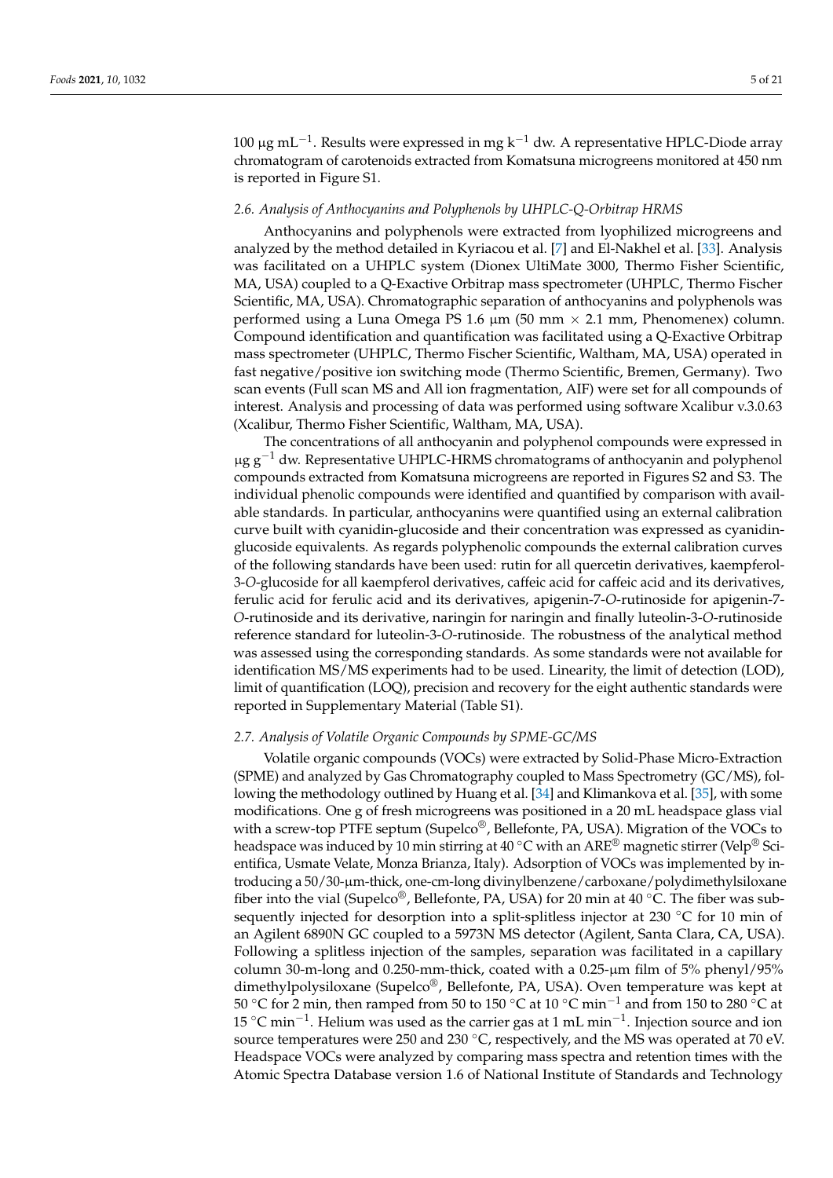100 μg mL$^{-1}$. Results were expressed in mg k$^{-1}$ dw. A representative HPLC-Diode array chromatogram of carotenoids extracted from Komatsuna microgreens monitored at 450 nm is reported in Figure S1.

### *2.6. Analysis of Anthocyanins and Polyphenols by UHPLC-Q-Orbitrap HRMS*

Anthocyanins and polyphenols were extracted from lyophilized microgreens and analyzed by the method detailed in Kyriacou et al. [7] and El-Nakhel et al. [33]. Analysis was facilitated on a UHPLC system (Dionex UltiMate 3000, Thermo Fisher Scientific, MA, USA) coupled to a Q-Exactive Orbitrap mass spectrometer (UHPLC, Thermo Fischer Scientific, MA, USA). Chromatographic separation of anthocyanins and polyphenols was performed using a Luna Omega PS 1.6 μm (50 mm × 2.1 mm, Phenomenex) column. Compound identification and quantification was facilitated using a Q-Exactive Orbitrap mass spectrometer (UHPLC, Thermo Fischer Scientific, Waltham, MA, USA) operated in fast negative/positive ion switching mode (Thermo Scientific, Bremen, Germany). Two scan events (Full scan MS and All ion fragmentation, AIF) were set for all compounds of interest. Analysis and processing of data was performed using software Xcalibur v.3.0.63 (Xcalibur, Thermo Fisher Scientific, Waltham, MA, USA).

The concentrations of all anthocyanin and polyphenol compounds were expressed in μg g$^{-1}$ dw. Representative UHPLC-HRMS chromatograms of anthocyanin and polyphenol compounds extracted from Komatsuna microgreens are reported in Figures S2 and S3. The individual phenolic compounds were identified and quantified by comparison with available standards. In particular, anthocyanins were quantified using an external calibration curve built with cyanidin-glucoside and their concentration was expressed as cyanidin-glucoside equivalents. As regards polyphenolic compounds the external calibration curves of the following standards have been used: rutin for all quercetin derivatives, kaempferol-3-*O*-glucoside for all kaempferol derivatives, caffeic acid for caffeic acid and its derivatives, ferulic acid for ferulic acid and its derivatives, apigenin-7-*O*-rutinoside for apigenin-7-*O*-rutinoside and its derivative, naringin for naringin and finally luteolin-3-*O*-rutinoside reference standard for luteolin-3-*O*-rutinoside. The robustness of the analytical method was assessed using the corresponding standards. As some standards were not available for identification MS/MS experiments had to be used. Linearity, the limit of detection (LOD), limit of quantification (LOQ), precision and recovery for the eight authentic standards were reported in Supplementary Material (Table S1).

### *2.7. Analysis of Volatile Organic Compounds by SPME-GC/MS*

Volatile organic compounds (VOCs) were extracted by Solid-Phase Micro-Extraction (SPME) and analyzed by Gas Chromatography coupled to Mass Spectrometry (GC/MS), following the methodology outlined by Huang et al. [34] and Klimankova et al. [35], with some modifications. One g of fresh microgreens was positioned in a 20 mL headspace glass vial with a screw-top PTFE septum (Supelco®, Bellefonte, PA, USA). Migration of the VOCs to headspace was induced by 10 min stirring at 40 °C with an ARE® magnetic stirrer (Velp® Scientifica, Usmate Velate, Monza Brianza, Italy). Adsorption of VOCs was implemented by introducing a 50/30-μm-thick, one-cm-long divinylbenzene/carboxane/polydimethylsiloxane fiber into the vial (Supelco®, Bellefonte, PA, USA) for 20 min at 40 °C. The fiber was subsequently injected for desorption into a split-splitless injector at 230 °C for 10 min of an Agilent 6890N GC coupled to a 5973N MS detector (Agilent, Santa Clara, CA, USA). Following a splitless injection of the samples, separation was facilitated in a capillary column 30-m-long and 0.250-mm-thick, coated with a 0.25-μm film of 5% phenyl/95% dimethylpolysiloxane (Supelco®, Bellefonte, PA, USA). Oven temperature was kept at 50 °C for 2 min, then ramped from 50 to 150 °C at 10 °C min$^{-1}$ and from 150 to 280 °C at 15 °C min$^{-1}$. Helium was used as the carrier gas at 1 mL min$^{-1}$. Injection source and ion source temperatures were 250 and 230 °C, respectively, and the MS was operated at 70 eV. Headspace VOCs were analyzed by comparing mass spectra and retention times with the Atomic Spectra Database version 1.6 of National Institute of Standards and Technology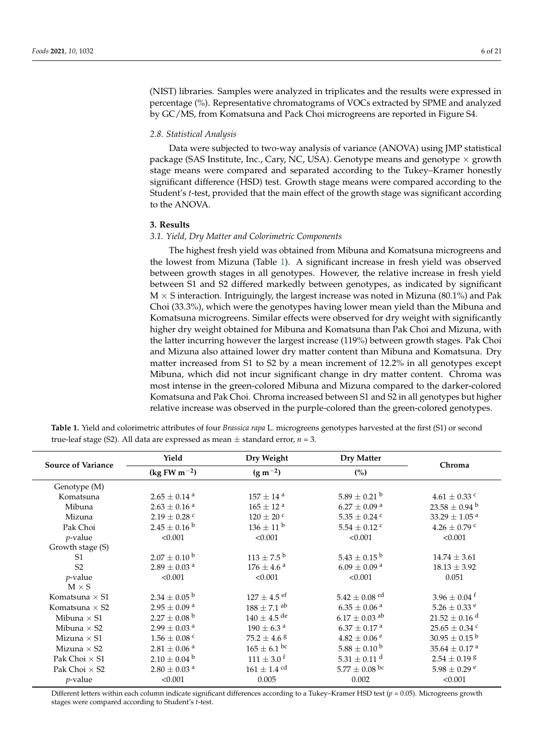(NIST) libraries. Samples were analyzed in triplicates and the results were expressed in percentage (%). Representative chromatograms of VOCs extracted by SPME and analyzed by GC/MS, from Komatsuna and Pack Choi microgreens are reported in Figure S4.

### 2.8. Statistical Analysis

Data were subjected to two-way analysis of variance (ANOVA) using JMP statistical package (SAS Institute, Inc., Cary, NC, USA). Genotype means and genotype × growth stage means were compared and separated according to the Tukey–Kramer honestly significant difference (HSD) test. Growth stage means were compared according to the Student's *t*-test, provided that the main effect of the growth stage was significant according to the ANOVA.

## 3. Results

### 3.1. Yield, Dry Matter and Colorimetric Components

The highest fresh yield was obtained from Mibuna and Komatsuna microgreens and the lowest from Mizuna (Table 1). A significant increase in fresh yield was observed between growth stages in all genotypes. However, the relative increase in fresh yield between S1 and S2 differed markedly between genotypes, as indicated by significant M × S interaction. Intriguingly, the largest increase was noted in Mizuna (80.1%) and Pak Choi (33.3%), which were the genotypes having lower mean yield than the Mibuna and Komatsuna microgreens. Similar effects were observed for dry weight with significantly higher dry weight obtained for Mibuna and Komatsuna than Pak Choi and Mizuna, with the latter incurring however the largest increase (119%) between growth stages. Pak Choi and Mizuna also attained lower dry matter content than Mibuna and Komatsuna. Dry matter increased from S1 to S2 by a mean increment of 12.2% in all genotypes except Mibuna, which did not incur significant change in dry matter content. Chroma was most intense in the green-colored Mibuna and Mizuna compared to the darker-colored Komatsuna and Pak Choi. Chroma increased between S1 and S2 in all genotypes but higher relative increase was observed in the purple-colored than the green-colored genotypes.

**Table 1.** Yield and colorimetric attributes of four *Brassica rapa* L. microgreens genotypes harvested at the first (S1) or second true-leaf stage (S2). All data are expressed as mean ± standard error, *n* = 3.

| Source of Variance | Yield ($kg\ FW\ m^{-2}$) | Dry Weight ($g\ m^{-2}$) | Dry Matter (%) | Chroma |
|---|---|---|---|---|
| Genotype (M) | | | | |
| Komatsuna | $2.65 \pm 0.14^{a}$ | $157 \pm 14^{a}$ | $5.89 \pm 0.21^{b}$ | $4.61 \pm 0.33^{c}$ |
| Mibuna | $2.63 \pm 0.16^{a}$ | $165 \pm 12^{a}$ | $6.27 \pm 0.09^{a}$ | $23.58 \pm 0.94^{b}$ |
| Mizuna | $2.19 \pm 0.28^{c}$ | $120 \pm 20^{c}$ | $5.35 \pm 0.24^{c}$ | $33.29 \pm 1.05^{a}$ |
| Pak Choi | $2.45 \pm 0.16^{b}$ | $136 \pm 11^{b}$ | $5.54 \pm 0.12^{c}$ | $4.26 \pm 0.79^{c}$ |
| *p*-value | <0.001 | <0.001 | <0.001 | <0.001 |
| Growth stage (S) | | | | |
| S1 | $2.07 \pm 0.10^{b}$ | $113 \pm 7.5^{b}$ | $5.43 \pm 0.15^{b}$ | $14.74 \pm 3.61$ |
| S2 | $2.89 \pm 0.03^{a}$ | $176 \pm 4.6^{a}$ | $6.09 \pm 0.09^{a}$ | $18.13 \pm 3.92$ |
| *p*-value | <0.001 | <0.001 | <0.001 | 0.051 |
| M × S | | | | |
| Komatsuna × S1 | $2.34 \pm 0.05^{b}$ | $127 \pm 4.5^{ef}$ | $5.42 \pm 0.08^{cd}$ | $3.96 \pm 0.04^{f}$ |
| Komatsuna × S2 | $2.95 \pm 0.09^{a}$ | $188 \pm 7.1^{ab}$ | $6.35 \pm 0.06^{a}$ | $5.26 \pm 0.33^{e}$ |
| Mibuna × S1 | $2.27 \pm 0.08^{b}$ | $140 \pm 4.5^{de}$ | $6.17 \pm 0.03^{ab}$ | $21.52 \pm 0.16^{d}$ |
| Mibuna × S2 | $2.99 \pm 0.03^{a}$ | $190 \pm 6.3^{a}$ | $6.37 \pm 0.17^{a}$ | $25.65 \pm 0.34^{c}$ |
| Mizuna × S1 | $1.56 \pm 0.08^{c}$ | $75.2 \pm 4.6^{g}$ | $4.82 \pm 0.06^{e}$ | $30.95 \pm 0.15^{b}$ |
| Mizuna × S2 | $2.81 \pm 0.06^{a}$ | $165 \pm 6.1^{bc}$ | $5.88 \pm 0.10^{b}$ | $35.64 \pm 0.17^{a}$ |
| Pak Choi × S1 | $2.10 \pm 0.04^{b}$ | $111 \pm 3.0^{f}$ | $5.31 \pm 0.11^{d}$ | $2.54 \pm 0.19^{g}$ |
| Pak Choi × S2 | $2.80 \pm 0.03^{a}$ | $161 \pm 1.4^{cd}$ | $5.77 \pm 0.08^{bc}$ | $5.98 \pm 0.29^{e}$ |
| *p*-value | <0.001 | 0.005 | 0.002 | <0.001 |

Different letters within each column indicate significant differences according to a Tukey–Kramer HSD test ($p = 0.05$). Microgreens growth stages were compared according to Student's *t*-test.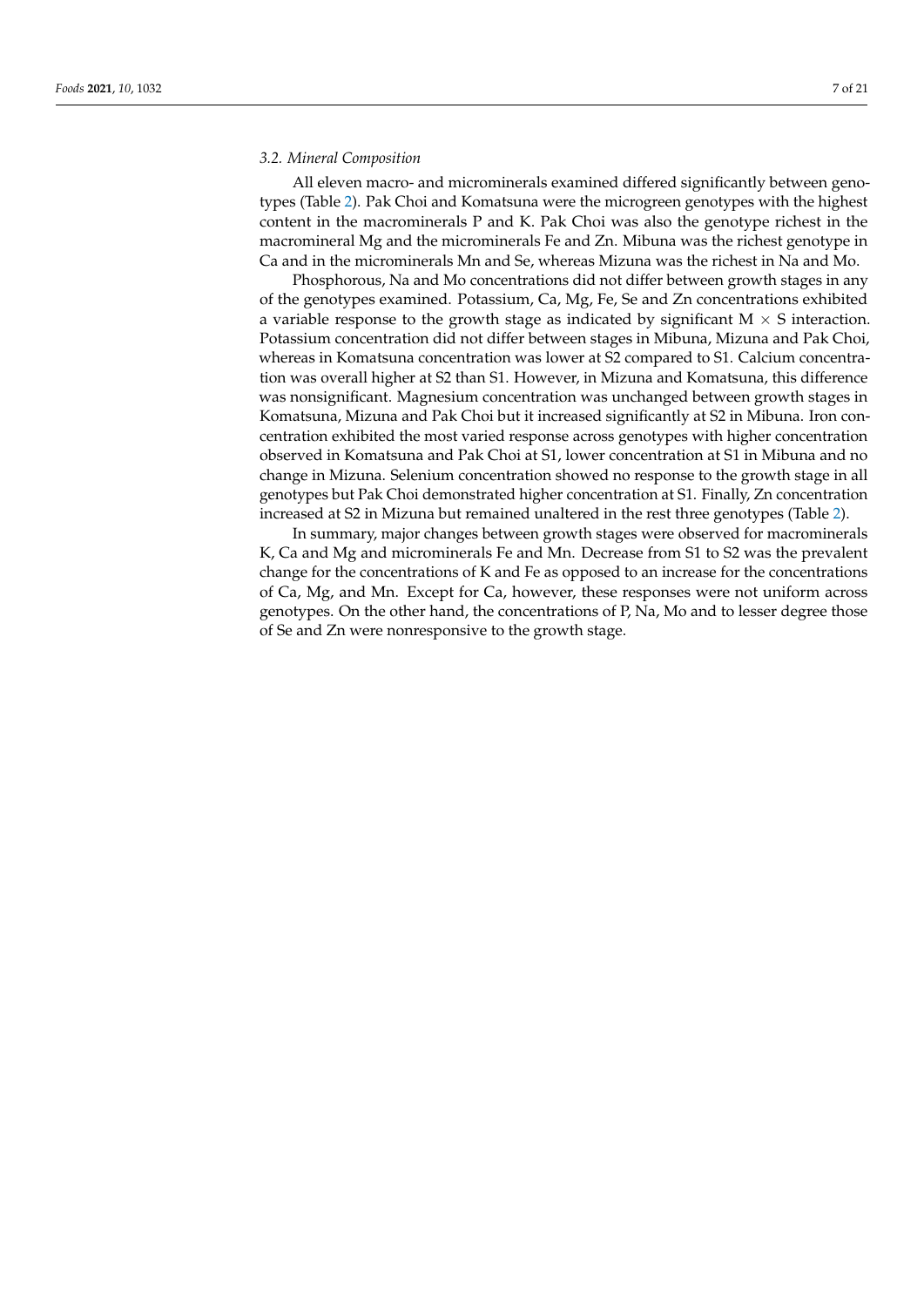### 3.2. Mineral Composition

All eleven macro- and microminerals examined differed significantly between genotypes (Table 2). Pak Choi and Komatsuna were the microgreen genotypes with the highest content in the macrominerals P and K. Pak Choi was also the genotype richest in the macromineral Mg and the microminerals Fe and Zn. Mibuna was the richest genotype in Ca and in the microminerals Mn and Se, whereas Mizuna was the richest in Na and Mo.

Phosphorous, Na and Mo concentrations did not differ between growth stages in any of the genotypes examined. Potassium, Ca, Mg, Fe, Se and Zn concentrations exhibited a variable response to the growth stage as indicated by significant M $\times$ S interaction. Potassium concentration did not differ between stages in Mibuna, Mizuna and Pak Choi, whereas in Komatsuna concentration was lower at S2 compared to S1. Calcium concentration was overall higher at S2 than S1. However, in Mizuna and Komatsuna, this difference was nonsignificant. Magnesium concentration was unchanged between growth stages in Komatsuna, Mizuna and Pak Choi but it increased significantly at S2 in Mibuna. Iron concentration exhibited the most varied response across genotypes with higher concentration observed in Komatsuna and Pak Choi at S1, lower concentration at S1 in Mibuna and no change in Mizuna. Selenium concentration showed no response to the growth stage in all genotypes but Pak Choi demonstrated higher concentration at S1. Finally, Zn concentration increased at S2 in Mizuna but remained unaltered in the rest three genotypes (Table 2).

In summary, major changes between growth stages were observed for macrominerals K, Ca and Mg and microminerals Fe and Mn. Decrease from S1 to S2 was the prevalent change for the concentrations of K and Fe as opposed to an increase for the concentrations of Ca, Mg, and Mn. Except for Ca, however, these responses were not uniform across genotypes. On the other hand, the concentrations of P, Na, Mo and to lesser degree those of Se and Zn were nonresponsive to the growth stage.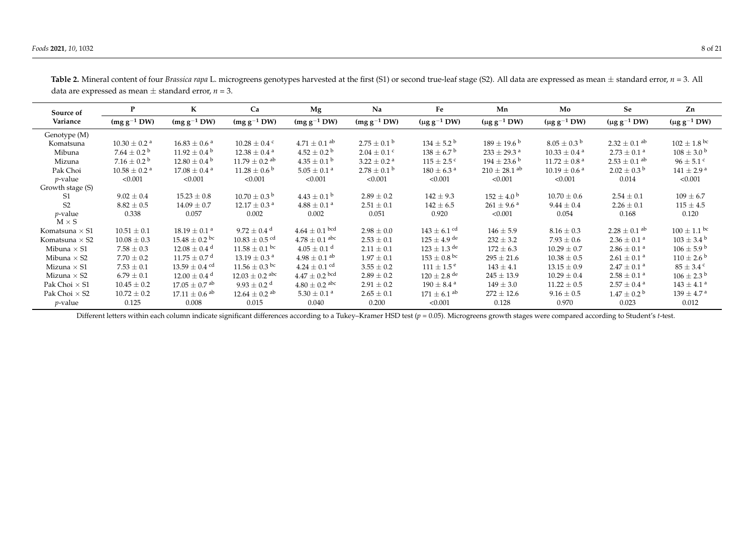**Table 2.** Mineral content of four *Brassica rapa* L. microgreens genotypes harvested at the first (S1) or second true-leaf stage (S2). All data are expressed as mean ± standard error, $n = 3$. All data are expressed as mean ± standard error, $n = 3$.

| Source of Variance | P (mg $g^{-1}$ DW) | K (mg $g^{-1}$ DW) | Ca (mg $g^{-1}$ DW) | Mg (mg $g^{-1}$ DW) | Na (mg $g^{-1}$ DW) | Fe (μg $g^{-1}$ DW) | Mn (μg $g^{-1}$ DW) | Mo (μg $g^{-1}$ DW) | Se (μg $g^{-1}$ DW) | Zn (μg $g^{-1}$ DW) |
|---|---|---|---|---|---|---|---|---|---|---|
| Genotype (M) | | | | | | | | | | |
| Komatsuna | 10.30 ± 0.2 [a] | 16.83 ± 0.6 [a] | 10.28 ± 0.4 [c] | 4.71 ± 0.1 [ab] | 2.75 ± 0.1 [b] | 134 ± 5.2 [b] | 189 ± 19.6 [b] | 8.05 ± 0.3 [b] | 2.32 ± 0.1 [ab] | 102 ± 1.8 [bc] |
| Mibuna | 7.64 ± 0.2 [b] | 11.92 ± 0.4 [b] | 12.38 ± 0.4 [a] | 4.52 ± 0.2 [b] | 2.04 ± 0.1 [c] | 138 ± 6.7 [b] | 233 ± 29.3 [a] | 10.33 ± 0.4 [a] | 2.73 ± 0.1 [a] | 108 ± 3.0 [b] |
| Mizuna | 7.16 ± 0.2 [b] | 12.80 ± 0.4 [b] | 11.79 ± 0.2 [ab] | 4.35 ± 0.1 [b] | 3.22 ± 0.2 [a] | 115 ± 2.5 [c] | 194 ± 23.6 [b] | 11.72 ± 0.8 [a] | 2.53 ± 0.1 [ab] | 96 ± 5.1 [c] |
| Pak Choi | 10.58 ± 0.2 [a] | 17.08 ± 0.4 [a] | 11.28 ± 0.6 [b] | 5.05 ± 0.1 [a] | 2.78 ± 0.1 [b] | 180 ± 6.3 [a] | 210 ± 28.1 [ab] | 10.19 ± 0.6 [a] | 2.02 ± 0.3 [b] | 141 ± 2.9 [a] |
| *p*-value | <0.001 | <0.001 | <0.001 | <0.001 | <0.001 | <0.001 | <0.001 | <0.001 | 0.014 | <0.001 |
| Growth stage (S) | | | | | | | | | | |
| S1 | 9.02 ± 0.4 | 15.23 ± 0.8 | 10.70 ± 0.3 [b] | 4.43 ± 0.1 [b] | 2.89 ± 0.2 | 142 ± 9.3 | 152 ± 4.0 [b] | 10.70 ± 0.6 | 2.54 ± 0.1 | 109 ± 6.7 |
| S2 | 8.82 ± 0.5 | 14.09 ± 0.7 | 12.17 ± 0.3 [a] | 4.88 ± 0.1 [a] | 2.51 ± 0.1 | 142 ± 6.5 | 261 ± 9.6 [a] | 9.44 ± 0.4 | 2.26 ± 0.1 | 115 ± 4.5 |
| *p*-value | 0.338 | 0.057 | 0.002 | 0.002 | 0.051 | 0.920 | <0.001 | 0.054 | 0.168 | 0.120 |
| M × S | | | | | | | | | | |
| Komatsuna × S1 | 10.51 ± 0.1 | 18.19 ± 0.1 [a] | 9.72 ± 0.4 [d] | 4.64 ± 0.1 [bcd] | 2.98 ± 0.0 | 143 ± 6.1 [cd] | 146 ± 5.9 | 8.16 ± 0.3 | 2.28 ± 0.1 [ab] | 100 ± 1.1 [bc] |
| Komatsuna × S2 | 10.08 ± 0.3 | 15.48 ± 0.2 [bc] | 10.83 ± 0.5 [cd] | 4.78 ± 0.1 [abc] | 2.53 ± 0.1 | 125 ± 4.9 [de] | 232 ± 3.2 | 7.93 ± 0.6 | 2.36 ± 0.1 [a] | 103 ± 3.4 [b] |
| Mibuna × S1 | 7.58 ± 0.3 | 12.08 ± 0.4 [d] | 11.58 ± 0.1 [bc] | 4.05 ± 0.1 [d] | 2.11 ± 0.1 | 123 ± 1.3 [de] | 172 ± 6.3 | 10.29 ± 0.7 | 2.86 ± 0.1 [a] | 106 ± 5.9 [b] |
| Mibuna × S2 | 7.70 ± 0.2 | 11.75 ± 0.7 [d] | 13.19 ± 0.3 [a] | 4.98 ± 0.1 [ab] | 1.97 ± 0.1 | 153 ± 0.8 [bc] | 295 ± 21.6 | 10.38 ± 0.5 | 2.61 ± 0.1 [a] | 110 ± 2.6 [b] |
| Mizuna × S1 | 7.53 ± 0.1 | 13.59 ± 0.4 [cd] | 11.56 ± 0.3 [bc] | 4.24 ± 0.1 [cd] | 3.55 ± 0.2 | 111 ± 1.5 [e] | 143 ± 4.1 | 13.15 ± 0.9 | 2.47 ± 0.1 [a] | 85 ± 3.4 [c] |
| Mizuna × S2 | 6.79 ± 0.1 | 12.00 ± 0.4 [d] | 12.03 ± 0.2 [abc] | 4.47 ± 0.2 [bcd] | 2.89 ± 0.2 | 120 ± 2.8 [de] | 245 ± 13.9 | 10.29 ± 0.4 | 2.58 ± 0.1 [a] | 106 ± 2.3 [b] |
| Pak Choi × S1 | 10.45 ± 0.2 | 17.05 ± 0.7 [ab] | 9.93 ± 0.2 [d] | 4.80 ± 0.2 [abc] | 2.91 ± 0.2 | 190 ± 8.4 [a] | 149 ± 3.0 | 11.22 ± 0.5 | 2.57 ± 0.4 [a] | 143 ± 4.1 [a] |
| Pak Choi × S2 | 10.72 ± 0.2 | 17.11 ± 0.6 [ab] | 12.64 ± 0.2 [ab] | 5.30 ± 0.1 [a] | 2.65 ± 0.1 | 171 ± 6.1 [ab] | 272 ± 12.6 | 9.16 ± 0.5 | 1.47 ± 0.2 [b] | 139 ± 4.7 [a] |
| *p*-value | 0.125 | 0.008 | 0.015 | 0.040 | 0.200 | <0.001 | 0.128 | 0.970 | 0.023 | 0.012 |

Different letters within each column indicate significant differences according to a Tukey–Kramer HSD test ($p = 0.05$). Microgreens growth stages were compared according to Student's *t*-test.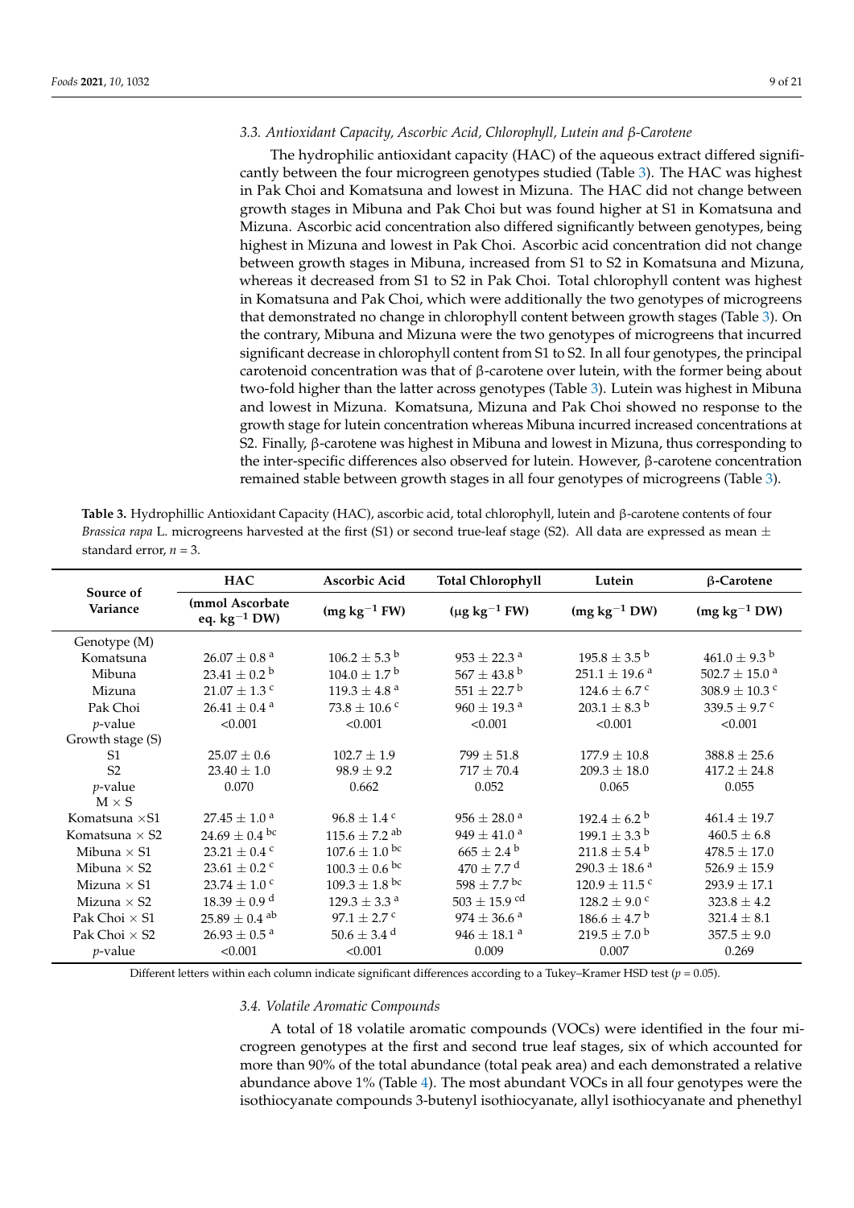### 3.3. Antioxidant Capacity, Ascorbic Acid, Chlorophyll, Lutein and β-Carotene

The hydrophilic antioxidant capacity (HAC) of the aqueous extract differed significantly between the four microgreen genotypes studied (Table 3). The HAC was highest in Pak Choi and Komatsuna and lowest in Mizuna. The HAC did not change between growth stages in Mibuna and Pak Choi but was found higher at S1 in Komatsuna and Mizuna. Ascorbic acid concentration also differed significantly between genotypes, being highest in Mizuna and lowest in Pak Choi. Ascorbic acid concentration did not change between growth stages in Mibuna, increased from S1 to S2 in Komatsuna and Mizuna, whereas it decreased from S1 to S2 in Pak Choi. Total chlorophyll content was highest in Komatsuna and Pak Choi, which were additionally the two genotypes of microgreens that demonstrated no change in chlorophyll content between growth stages (Table 3). On the contrary, Mibuna and Mizuna were the two genotypes of microgreens that incurred significant decrease in chlorophyll content from S1 to S2. In all four genotypes, the principal carotenoid concentration was that of β-carotene over lutein, with the former being about two-fold higher than the latter across genotypes (Table 3). Lutein was highest in Mibuna and lowest in Mizuna. Komatsuna, Mizuna and Pak Choi showed no response to the growth stage for lutein concentration whereas Mibuna incurred increased concentrations at S2. Finally, β-carotene was highest in Mibuna and lowest in Mizuna, thus corresponding to the inter-specific differences also observed for lutein. However, β-carotene concentration remained stable between growth stages in all four genotypes of microgreens (Table 3).

**Table 3.** Hydrophillic Antioxidant Capacity (HAC), ascorbic acid, total chlorophyll, lutein and β-carotene contents of four *Brassica rapa* L. microgreens harvested at the first (S1) or second true-leaf stage (S2). All data are expressed as mean ± standard error, $n = 3$.

| Source of Variance | HAC (mmol Ascorbate eq. $kg^{-1}$ DW) | Ascorbic Acid (mg $kg^{-1}$ FW) | Total Chlorophyll (μg $kg^{-1}$ FW) | Lutein (mg $kg^{-1}$ DW) | β-Carotene (mg $kg^{-1}$ DW) |
|---|---|---|---|---|---|
| Genotype (M) | | | | | |
| Komatsuna | 26.07 ± 0.8 [a] | 106.2 ± 5.3 [b] | 953 ± 22.3 [a] | 195.8 ± 3.5 [b] | 461.0 ± 9.3 [b] |
| Mibuna | 23.41 ± 0.2 [b] | 104.0 ± 1.7 [b] | 567 ± 43.8 [b] | 251.1 ± 19.6 [a] | 502.7 ± 15.0 [a] |
| Mizuna | 21.07 ± 1.3 [c] | 119.3 ± 4.8 [a] | 551 ± 22.7 [b] | 124.6 ± 6.7 [c] | 308.9 ± 10.3 [c] |
| Pak Choi | 26.41 ± 0.4 [a] | 73.8 ± 10.6 [c] | 960 ± 19.3 [a] | 203.1 ± 8.3 [b] | 339.5 ± 9.7 [c] |
| *p*-value | <0.001 | <0.001 | <0.001 | <0.001 | <0.001 |
| Growth stage (S) | | | | | |
| S1 | 25.07 ± 0.6 | 102.7 ± 1.9 | 799 ± 51.8 | 177.9 ± 10.8 | 388.8 ± 25.6 |
| S2 | 23.40 ± 1.0 | 98.9 ± 9.2 | 717 ± 70.4 | 209.3 ± 18.0 | 417.2 ± 24.8 |
| *p*-value | 0.070 | 0.662 | 0.052 | 0.065 | 0.055 |
| M × S | | | | | |
| Komatsuna × S1 | 27.45 ± 1.0 [a] | 96.8 ± 1.4 [c] | 956 ± 28.0 [a] | 192.4 ± 6.2 [b] | 461.4 ± 19.7 |
| Komatsuna × S2 | 24.69 ± 0.4 [bc] | 115.6 ± 7.2 [ab] | 949 ± 41.0 [a] | 199.1 ± 3.3 [b] | 460.5 ± 6.8 |
| Mibuna × S1 | 23.21 ± 0.4 [c] | 107.6 ± 1.0 [bc] | 665 ± 2.4 [b] | 211.8 ± 5.4 [b] | 478.5 ± 17.0 |
| Mibuna × S2 | 23.61 ± 0.2 [c] | 100.3 ± 0.6 [bc] | 470 ± 7.7 [d] | 290.3 ± 18.6 [a] | 526.9 ± 15.9 |
| Mizuna × S1 | 23.74 ± 1.0 [c] | 109.3 ± 1.8 [bc] | 598 ± 7.7 [bc] | 120.9 ± 11.5 [c] | 293.9 ± 17.1 |
| Mizuna × S2 | 18.39 ± 0.9 [d] | 129.3 ± 3.3 [a] | 503 ± 15.9 [cd] | 128.2 ± 9.0 [c] | 323.8 ± 4.2 |
| Pak Choi × S1 | 25.89 ± 0.4 [ab] | 97.1 ± 2.7 [c] | 974 ± 36.6 [a] | 186.6 ± 4.7 [b] | 321.4 ± 8.1 |
| Pak Choi × S2 | 26.93 ± 0.5 [a] | 50.6 ± 3.4 [d] | 946 ± 18.1 [a] | 219.5 ± 7.0 [b] | 357.5 ± 9.0 |
| *p*-value | <0.001 | <0.001 | 0.009 | 0.007 | 0.269 |

Different letters within each column indicate significant differences according to a Tukey–Kramer HSD test ($p = 0.05$).

### 3.4. Volatile Aromatic Compounds

A total of 18 volatile aromatic compounds (VOCs) were identified in the four microgreen genotypes at the first and second true leaf stages, six of which accounted for more than 90% of the total abundance (total peak area) and each demonstrated a relative abundance above 1% (Table 4). The most abundant VOCs in all four genotypes were the isothiocyanate compounds 3-butenyl isothiocyanate, allyl isothiocyanate and phenethyl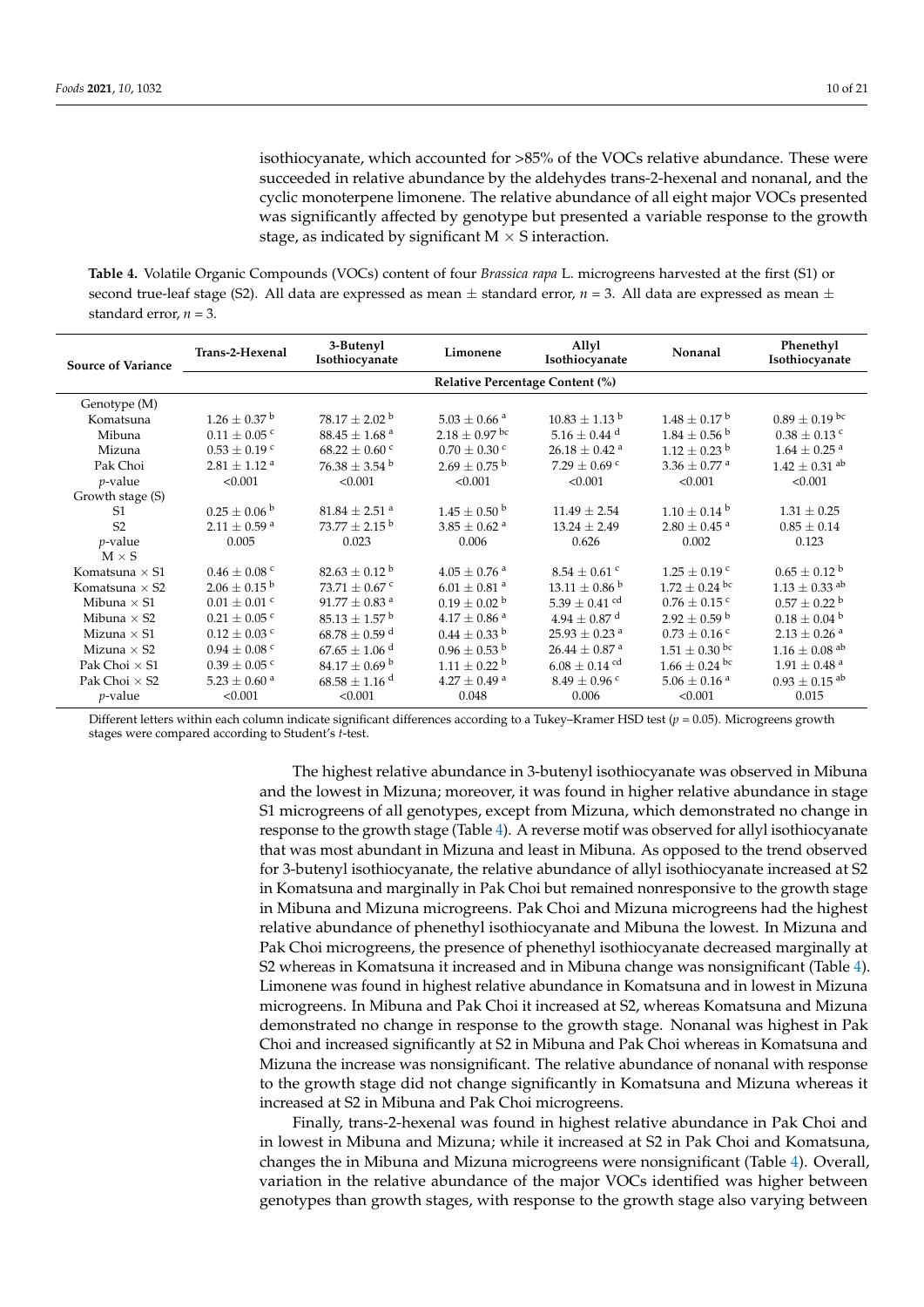isothiocyanate, which accounted for >85% of the VOCs relative abundance. These were succeeded in relative abundance by the aldehydes trans-2-hexenal and nonanal, and the cyclic monoterpene limonene. The relative abundance of all eight major VOCs presented was significantly affected by genotype but presented a variable response to the growth stage, as indicated by significant M × S interaction.

**Table 4.** Volatile Organic Compounds (VOCs) content of four *Brassica rapa* L. microgreens harvested at the first (S1) or second true-leaf stage (S2). All data are expressed as mean ± standard error, *n* = 3. All data are expressed as mean ± standard error, *n* = 3.

| Source of Variance | Trans-2-Hexenal | 3-Butenyl Isothiocyanate | Limonene | Allyl Isothiocyanate | Nonanal | Phenethyl Isothiocyanate |
|---|---|---|---|---|---|---|
| | Relative Percentage Content (%) | | | | | |
| Genotype (M) | | | | | | |
| Komatsuna | $1.26 \pm 0.37$ b | $78.17 \pm 2.02$ b | $5.03 \pm 0.66$ a | $10.83 \pm 1.13$ b | $1.48 \pm 0.17$ b | $0.89 \pm 0.19$ bc |
| Mibuna | $0.11 \pm 0.05$ c | $88.45 \pm 1.68$ a | $2.18 \pm 0.97$ bc | $5.16 \pm 0.44$ d | $1.84 \pm 0.56$ b | $0.38 \pm 0.13$ c |
| Mizuna | $0.53 \pm 0.19$ c | $68.22 \pm 0.60$ c | $0.70 \pm 0.30$ c | $26.18 \pm 0.42$ a | $1.12 \pm 0.23$ b | $1.64 \pm 0.25$ a |
| Pak Choi | $2.81 \pm 1.12$ a | $76.38 \pm 3.54$ b | $2.69 \pm 0.75$ b | $7.29 \pm 0.69$ c | $3.36 \pm 0.77$ a | $1.42 \pm 0.31$ ab |
| *p*-value | <0.001 | <0.001 | <0.001 | <0.001 | <0.001 | <0.001 |
| Growth stage (S) | | | | | | |
| S1 | $0.25 \pm 0.06$ b | $81.84 \pm 2.51$ a | $1.45 \pm 0.50$ b | $11.49 \pm 2.54$ | $1.10 \pm 0.14$ b | $1.31 \pm 0.25$ |
| S2 | $2.11 \pm 0.59$ a | $73.77 \pm 2.15$ b | $3.85 \pm 0.62$ a | $13.24 \pm 2.49$ | $2.80 \pm 0.45$ a | $0.85 \pm 0.14$ |
| *p*-value | 0.005 | 0.023 | 0.006 | 0.626 | 0.002 | 0.123 |
| M × S | | | | | | |
| Komatsuna × S1 | $0.46 \pm 0.08$ c | $82.63 \pm 0.12$ b | $4.05 \pm 0.76$ a | $8.54 \pm 0.61$ c | $1.25 \pm 0.19$ c | $0.65 \pm 0.12$ b |
| Komatsuna × S2 | $2.06 \pm 0.15$ b | $73.71 \pm 0.67$ c | $6.01 \pm 0.81$ a | $13.11 \pm 0.86$ b | $1.72 \pm 0.24$ bc | $1.13 \pm 0.33$ ab |
| Mibuna × S1 | $0.01 \pm 0.01$ c | $91.77 \pm 0.83$ a | $0.19 \pm 0.02$ b | $5.39 \pm 0.41$ cd | $0.76 \pm 0.15$ c | $0.57 \pm 0.22$ b |
| Mibuna × S2 | $0.21 \pm 0.05$ c | $85.13 \pm 1.57$ b | $4.17 \pm 0.86$ a | $4.94 \pm 0.87$ d | $2.92 \pm 0.59$ b | $0.18 \pm 0.04$ b |
| Mizuna × S1 | $0.12 \pm 0.03$ c | $68.78 \pm 0.59$ d | $0.44 \pm 0.33$ b | $25.93 \pm 0.23$ a | $0.73 \pm 0.16$ c | $2.13 \pm 0.26$ a |
| Mizuna × S2 | $0.94 \pm 0.08$ c | $67.65 \pm 1.06$ d | $0.96 \pm 0.53$ b | $26.44 \pm 0.87$ a | $1.51 \pm 0.30$ bc | $1.16 \pm 0.08$ ab |
| Pak Choi × S1 | $0.39 \pm 0.05$ c | $84.17 \pm 0.69$ b | $1.11 \pm 0.22$ b | $6.08 \pm 0.14$ cd | $1.66 \pm 0.24$ bc | $1.91 \pm 0.48$ a |
| Pak Choi × S2 | $5.23 \pm 0.60$ a | $68.58 \pm 1.16$ d | $4.27 \pm 0.49$ a | $8.49 \pm 0.96$ c | $5.06 \pm 0.16$ a | $0.93 \pm 0.15$ ab |
| *p*-value | <0.001 | <0.001 | 0.048 | 0.006 | <0.001 | 0.015 |

Different letters within each column indicate significant differences according to a Tukey–Kramer HSD test (*p* = 0.05). Microgreens growth stages were compared according to Student's *t*-test.

The highest relative abundance in 3-butenyl isothiocyanate was observed in Mibuna and the lowest in Mizuna; moreover, it was found in higher relative abundance in stage S1 microgreens of all genotypes, except from Mizuna, which demonstrated no change in response to the growth stage (Table 4). A reverse motif was observed for allyl isothiocyanate that was most abundant in Mizuna and least in Mibuna. As opposed to the trend observed for 3-butenyl isothiocyanate, the relative abundance of allyl isothiocyanate increased at S2 in Komatsuna and marginally in Pak Choi but remained nonresponsive to the growth stage in Mibuna and Mizuna microgreens. Pak Choi and Mizuna microgreens had the highest relative abundance of phenethyl isothiocyanate and Mibuna the lowest. In Mizuna and Pak Choi microgreens, the presence of phenethyl isothiocyanate decreased marginally at S2 whereas in Komatsuna it increased and in Mibuna change was nonsignificant (Table 4). Limonene was found in highest relative abundance in Komatsuna and in lowest in Mizuna microgreens. In Mibuna and Pak Choi it increased at S2, whereas Komatsuna and Mizuna demonstrated no change in response to the growth stage. Nonanal was highest in Pak Choi and increased significantly at S2 in Mibuna and Pak Choi whereas in Komatsuna and Mizuna the increase was nonsignificant. The relative abundance of nonanal with response to the growth stage did not change significantly in Komatsuna and Mizuna whereas it increased at S2 in Mibuna and Pak Choi microgreens.

Finally, trans-2-hexenal was found in highest relative abundance in Pak Choi and in lowest in Mibuna and Mizuna; while it increased at S2 in Pak Choi and Komatsuna, changes the in Mibuna and Mizuna microgreens were nonsignificant (Table 4). Overall, variation in the relative abundance of the major VOCs identified was higher between genotypes than growth stages, with response to the growth stage also varying between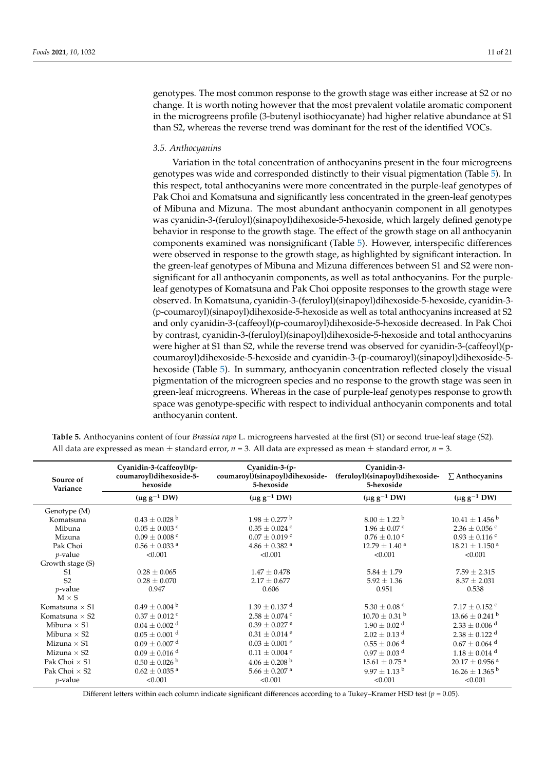genotypes. The most common response to the growth stage was either increase at S2 or no change. It is worth noting however that the most prevalent volatile aromatic component in the microgreens profile (3-butenyl isothiocyanate) had higher relative abundance at S1 than S2, whereas the reverse trend was dominant for the rest of the identified VOCs.

### *3.5. Anthocyanins*

Variation in the total concentration of anthocyanins present in the four microgreens genotypes was wide and corresponded distinctly to their visual pigmentation (Table 5). In this respect, total anthocyanins were more concentrated in the purple-leaf genotypes of Pak Choi and Komatsuna and significantly less concentrated in the green-leaf genotypes of Mibuna and Mizuna. The most abundant anthocyanin component in all genotypes was cyanidin-3-(feruloyl)(sinapoyl)dihexoside-5-hexoside, which largely defined genotype behavior in response to the growth stage. The effect of the growth stage on all anthocyanin components examined was nonsignificant (Table 5). However, interspecific differences were observed in response to the growth stage, as highlighted by significant interaction. In the green-leaf genotypes of Mibuna and Mizuna differences between S1 and S2 were non-significant for all anthocyanin components, as well as total anthocyanins. For the purple-leaf genotypes of Komatsuna and Pak Choi opposite responses to the growth stage were observed. In Komatsuna, cyanidin-3-(feruloyl)(sinapoyl)dihexoside-5-hexoside, cyanidin-3-(p-coumaroyl)(sinapoyl)dihexoside-5-hexoside as well as total anthocyanins increased at S2 and only cyanidin-3-(caffeoyl)(p-coumaroyl)dihexoside-5-hexoside decreased. In Pak Choi by contrast, cyanidin-3-(feruloyl)(sinapoyl)dihexoside-5-hexoside and total anthocyanins were higher at S1 than S2, while the reverse trend was observed for cyanidin-3-(caffeoyl)(p-coumaroyl)dihexoside-5-hexoside and cyanidin-3-(p-coumaroyl)(sinapoyl)dihexoside-5-hexoside (Table 5). In summary, anthocyanin concentration reflected closely the visual pigmentation of the microgreen species and no response to the growth stage was seen in green-leaf microgreens. Whereas in the case of purple-leaf genotypes response to growth space was genotype-specific with respect to individual anthocyanin components and total anthocyanin content.

**Table 5.** Anthocyanins content of four *Brassica rapa* L. microgreens harvested at the first (S1) or second true-leaf stage (S2). All data are expressed as mean ± standard error, $n = 3$. All data are expressed as mean ± standard error, $n = 3$.

| Source of Variance | Cyanidin-3-(caffeoyl)(p-coumaroyl)dihexoside-5-hexoside | Cyanidin-3-(p-coumaroyl)(sinapoyl)dihexoside-5-hexoside | Cyanidin-3-(feruloyl)(sinapoyl)dihexoside-5-hexoside | ∑ Anthocyanins |
|---|---|---|---|---|
| | ($\mu g\ g^{-1}$ DW) | ($\mu g\ g^{-1}$ DW) | ($\mu g\ g^{-1}$ DW) | ($\mu g\ g^{-1}$ DW) |
| Genotype (M) | | | | |
| Komatsuna | 0.43 ± 0.028 $^{b}$ | 1.98 ± 0.277 $^{b}$ | 8.00 ± 1.22 $^{b}$ | 10.41 ± 1.456 $^{b}$ |
| Mibuna | 0.05 ± 0.003 $^{c}$ | 0.35 ± 0.024 $^{c}$ | 1.96 ± 0.07 $^{c}$ | 2.36 ± 0.056 $^{c}$ |
| Mizuna | 0.09 ± 0.008 $^{c}$ | 0.07 ± 0.019 $^{c}$ | 0.76 ± 0.10 $^{c}$ | 0.93 ± 0.116 $^{c}$ |
| Pak Choi | 0.56 ± 0.033 $^{a}$ | 4.86 ± 0.382 $^{a}$ | 12.79 ± 1.40 $^{a}$ | 18.21 ± 1.150 $^{a}$ |
| *p*-value | <0.001 | <0.001 | <0.001 | <0.001 |
| Growth stage (S) | | | | |
| S1 | 0.28 ± 0.065 | 1.47 ± 0.478 | 5.84 ± 1.79 | 7.59 ± 2.315 |
| S2 | 0.28 ± 0.070 | 2.17 ± 0.677 | 5.92 ± 1.36 | 8.37 ± 2.031 |
| *p*-value | 0.947 | 0.606 | 0.951 | 0.538 |
| M × S | | | | |
| Komatsuna × S1 | 0.49 ± 0.004 $^{b}$ | 1.39 ± 0.137 $^{d}$ | 5.30 ± 0.08 $^{c}$ | 7.17 ± 0.152 $^{c}$ |
| Komatsuna × S2 | 0.37 ± 0.012 $^{c}$ | 2.58 ± 0.074 $^{c}$ | 10.70 ± 0.31 $^{b}$ | 13.66 ± 0.241 $^{b}$ |
| Mibuna × S1 | 0.04 ± 0.002 $^{d}$ | 0.39 ± 0.027 $^{e}$ | 1.90 ± 0.02 $^{d}$ | 2.33 ± 0.006 $^{d}$ |
| Mibuna × S2 | 0.05 ± 0.001 $^{d}$ | 0.31 ± 0.014 $^{e}$ | 2.02 ± 0.13 $^{d}$ | 2.38 ± 0.122 $^{d}$ |
| Mizuna × S1 | 0.09 ± 0.007 $^{d}$ | 0.03 ± 0.001 $^{e}$ | 0.55 ± 0.06 $^{d}$ | 0.67 ± 0.064 $^{d}$ |
| Mizuna × S2 | 0.09 ± 0.016 $^{d}$ | 0.11 ± 0.004 $^{e}$ | 0.97 ± 0.03 $^{d}$ | 1.18 ± 0.014 $^{d}$ |
| Pak Choi × S1 | 0.50 ± 0.026 $^{b}$ | 4.06 ± 0.208 $^{b}$ | 15.61 ± 0.75 $^{a}$ | 20.17 ± 0.956 $^{a}$ |
| Pak Choi × S2 | 0.62 ± 0.035 $^{a}$ | 5.66 ± 0.207 $^{a}$ | 9.97 ± 1.13 $^{b}$ | 16.26 ± 1.365 $^{b}$ |
| *p*-value | <0.001 | <0.001 | <0.001 | <0.001 |

Different letters within each column indicate significant differences according to a Tukey–Kramer HSD test ($p = 0.05$).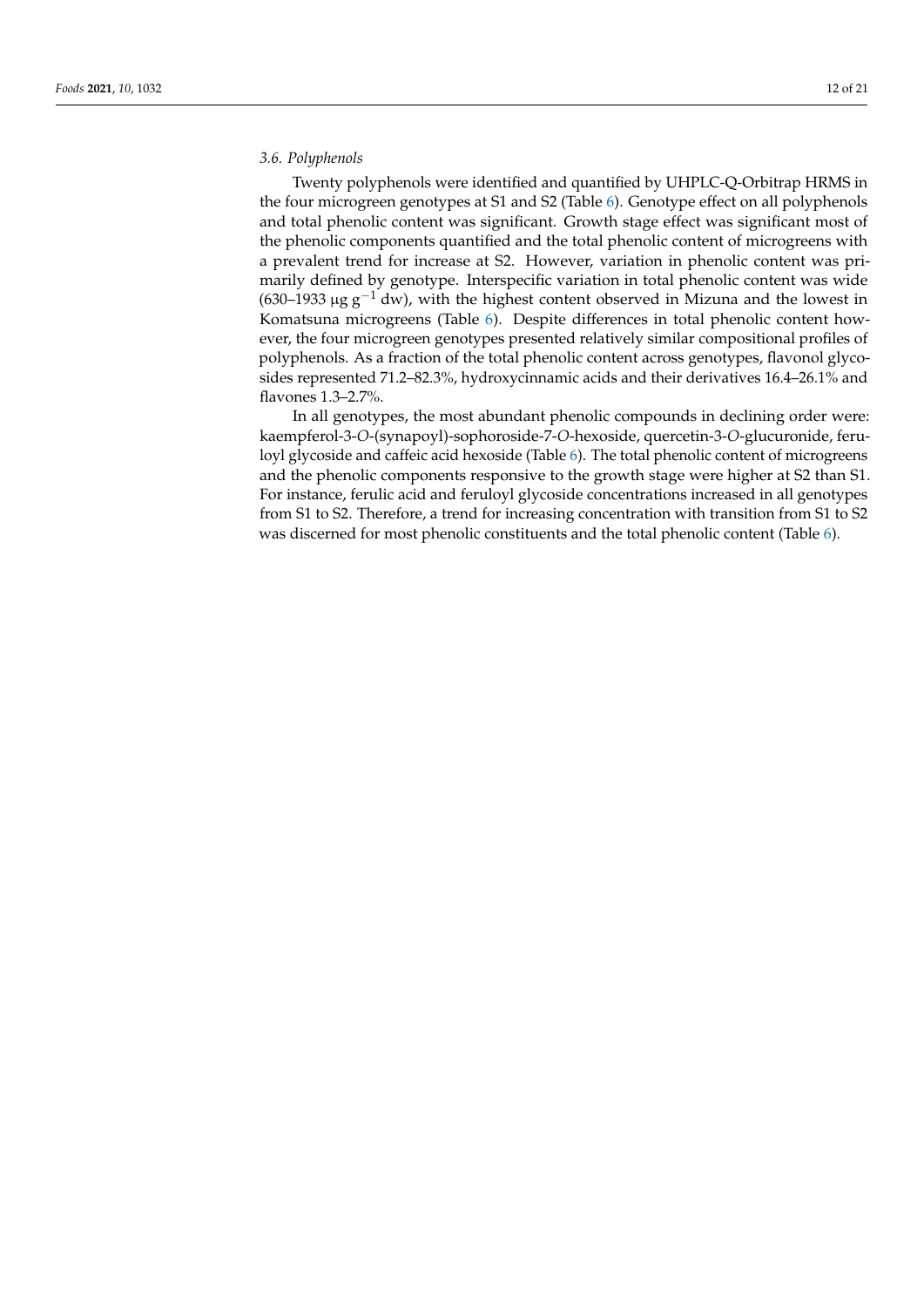### 3.6. Polyphenols

Twenty polyphenols were identified and quantified by UHPLC-Q-Orbitrap HRMS in the four microgreen genotypes at S1 and S2 (Table 6). Genotype effect on all polyphenols and total phenolic content was significant. Growth stage effect was significant most of the phenolic components quantified and the total phenolic content of microgreens with a prevalent trend for increase at S2. However, variation in phenolic content was primarily defined by genotype. Interspecific variation in total phenolic content was wide (630–1933 μg $g^{-1}$ dw), with the highest content observed in Mizuna and the lowest in Komatsuna microgreens (Table 6). Despite differences in total phenolic content however, the four microgreen genotypes presented relatively similar compositional profiles of polyphenols. As a fraction of the total phenolic content across genotypes, flavonol glycosides represented 71.2–82.3%, hydroxycinnamic acids and their derivatives 16.4–26.1% and flavones 1.3–2.7%.

In all genotypes, the most abundant phenolic compounds in declining order were: kaempferol-3-*O*-(synapoyl)-sophoroside-7-*O*-hexoside, quercetin-3-*O*-glucuronide, feruloyl glycoside and caffeic acid hexoside (Table 6). The total phenolic content of microgreens and the phenolic components responsive to the growth stage were higher at S2 than S1. For instance, ferulic acid and feruloyl glycoside concentrations increased in all genotypes from S1 to S2. Therefore, a trend for increasing concentration with transition from S1 to S2 was discerned for most phenolic constituents and the total phenolic content (Table 6).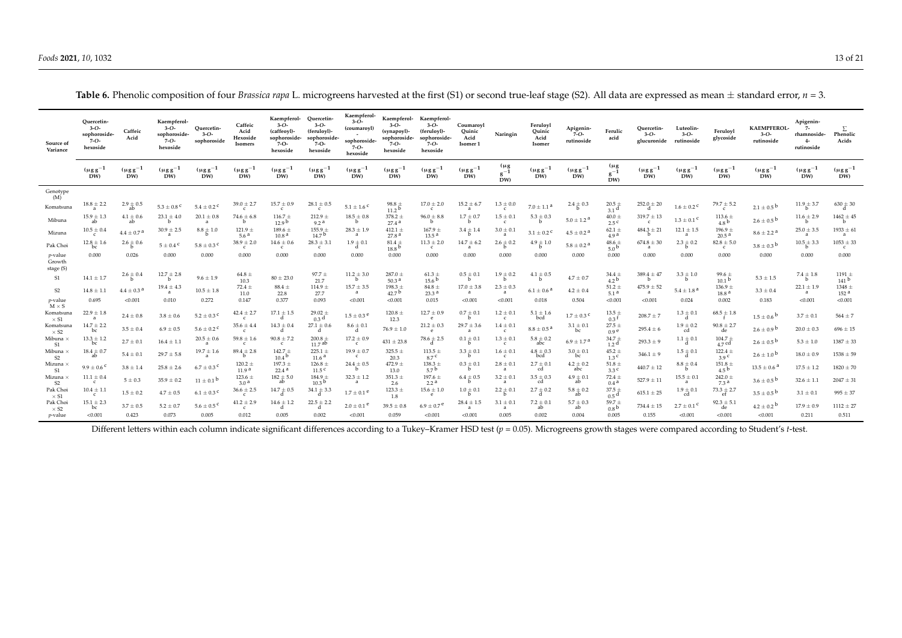**Table 6.** Phenolic composition of four *Brassica rapa* L. microgreens harvested at the first (S1) or second true-leaf stage (S2). All data are expressed as mean ± standard error, $n = 3$.

| Source of Variance | Quercetin-3-O-sophoroside-7-O-hexoside | Caffeic Acid | Kaempferol-3-O-sophoroside-7-O-hexoside | Quercetin-3-O-sophoroside | Caffeic Acid Hexoside Isomers | Kaempferol-3-O-(caffeoyl)-sophoroside-7-O-hexoside | Quercetin-3-O-(feruloyl)-sophoroside-7-O-hexoside | Kaempferol-3-O-(coumaroyl)-sophoroside-7-O-hexoside | Kaempferol-3-O-(synapoyl)-sophoroside-7-O-hexoside | Kaempferol-3-O-(feruloyl)-sophoroside-7-O-hexoside | Coumaroyl Quinic Acid Isomer 1 | Naringin | Feruloyl Quinic Acid Isomer | Apigenin-7-O-rutinoside | Ferulic acid | Quercetin-3-O-glucuronide | Luteolin-3-O-rutinoside | Feruloyl glycoside | KAEMPFEROL-3-O-rutinoside | Apigenin-7-rhamnoside-4-rutinoside | ∑ Phenolic Acids |
|---|---|---|---|---|---|---|---|---|---|---|---|---|---|---|---|---|---|---|---|---|---|
| | (μg g$^{-1}$ DW) | (μg g$^{-1}$ DW) | (μg g$^{-1}$ DW) | (μg g$^{-1}$ DW) | (μg g$^{-1}$ DW) | (μg g$^{-1}$ DW) | (μg g$^{-1}$ DW) | (μg g$^{-1}$ DW) | (μg g$^{-1}$ DW) | (μg g$^{-1}$ DW) | (μg g$^{-1}$ DW) | (μg g$^{-1}$ DW) | (μg g$^{-1}$ DW) | (μg g$^{-1}$ DW) | (μg g$^{-1}$ DW) | (μg g$^{-1}$ DW) | (μg g$^{-1}$ DW) | (μg g$^{-1}$ DW) | (μg g$^{-1}$ DW) | (μg g$^{-1}$ DW) | (μg g$^{-1}$ DW) |
| Genotype (M) | | | | | | | | | | | | | | | | | | | | | |
| Komatsuna | 18.8 ± 2.2 a | 2.9 ± 0.5 ab | 5.3 ± 0.8 c | 5.4 ± 0.2 c | 39.0 ± 2.7 c | 15.7 ± 0.9 c | 28.1 ± 0.5 c | 5.1 ± 1.6 c | 98.8 ± 11.2 b | 17.0 ± 2.0 c | 15.2 ± 6.7 a | 1.3 ± 0.0 c | 7.0 ± 1.1 a | 2.4 ± 0.3 b | 20.5 ± 3.1 d | 252.0 ± 20 d | 1.6 ± 0.2 c | 79.7 ± 5.2 c | 2.1 ± 0.5 b | 11.9 ± 3.7 b | 630 ± 30 d |
| Mibuna | 15.9 ± 1.3 ab | 4.1 ± 0.6 ab | 23.1 ± 4.0 b | 20.1 ± 0.8 a | 74.6 ± 6.8 b | 116.7 ± 12.9 b | 212.9 ± 9.2 a | 18.5 ± 0.8 b | 378.2 ± 27.4 a | 96.0 ± 8.8 b | 1.7 ± 0.7 b | 1.5 ± 0.1 c | 5.3 ± 0.3 b | 5.0 ± 1.2 a | 40.0 ± 2.5 c | 319.7 ± 13 c | 1.3 ± 0.1 c | 113.6 ± 4.8 b | 2.6 ± 0.5 b | 11.6 ± 2.9 b | 1462 ± 45 b |
| Mizuna | 10.5 ± 0.4 c | 4.4 ± 0.7 a | 30.9 ± 2.5 a | 8.8 ± 1.0 b | 121.9 ± 5.6 a | 189.6 ± 10.8 a | 155.9 ± 14.7 b | 28.3 ± 1.9 a | 412.1 ± 27.8 a | 167.9 ± 13.5 a | 3.4 ± 1.4 b | 3.0 ± 0.1 a | 3.1 ± 0.2 c | 4.5 ± 0.2 a | 62.1 ± 4.9 a | 484.3 ± 21 b | 12.1 ± 1.5 a | 196.9 ± 20.5 a | 8.6 ± 2.2 a | 25.0 ± 3.5 a | 1933 ± 61 a |
| Pak Choi | 12.8 ± 1.6 bc | 2.6 ± 0.6 b | 5 ± 0.4 c | 5.8 ± 0.3 c | 38.9 ± 2.0 c | 14.6 ± 0.6 c | 28.3 ± 3.1 c | 1.9 ± 0.1 d | 81.4 ± 18.8 b | 11.3 ± 2.0 c | 14.7 ± 6.2 a | 2.6 ± 0.2 b | 4.9 ± 1.0 b | 5.8 ± 0.2 a | 48.6 ± 5.0 b | 674.8 ± 30 a | 2.3 ± 0.2 b | 82.8 ± 5.0 c | 3.8 ± 0.3 b | 10.5 ± 3.3 b | 1053 ± 33 c |
| *p*-value | 0.000 | 0.026 | 0.000 | 0.000 | 0.000 | 0.000 | 0.000 | 0.000 | 0.000 | 0.000 | 0.000 | 0.000 | 0.000 | 0.000 | 0.000 | 0.000 | 0.000 | 0.000 | 0.000 | 0.000 | 0.000 |
| Growth stage (S) | | | | | | | | | | | | | | | | | | | | | |
| S1 | 14.1 ± 1.7 | 2.6 ± 0.4 b | 12.7 ± 2.8 b | 9.6 ± 1.9 | 64.8 ± 10.3 | 80 ± 23.0 | 97.7 ± 21.7 | 11.2 ± 3.0 b | 287.0 ± 50.3 a | 61.3 ± 15.6 b | 0.5 ± 0.1 b | 1.9 ± 0.2 b | 4.1 ± 0.5 b | 4.7 ± 0.7 | 34.4 ± 4.2 b | 389.4 ± 47 b | 3.3 ± 1.0 b | 99.6 ± 10.1 b | 5.3 ± 1.5 | 7.4 ± 1.8 b | 1191 ± 141 b |
| S2 | 14.8 ± 1.1 | 4.4 ± 0.3 a | 19.4 ± 4.3 a | 10.5 ± 1.8 | 72.4 ± 11.0 | 88.4 ± 22.8 | 114.9 ± 27.7 | 15.7 ± 3.5 a | 198.3 ± 42.7 b | 84.8 ± 23.3 a | 17.0 ± 3.8 a | 2.3 ± 0.3 a | 6.1 ± 0.6 a | 4.2 ± 0.4 | 51.2 ± 5.1 a | 475.9 ± 52 a | 5.4 ± 1.8 a | 136.9 ± 18.8 a | 3.3 ± 0.4 | 22.1 ± 1.9 a | 1348 ± 152 a |
| *p*-value | 0.695 | <0.001 | 0.010 | 0.272 | 0.147 | 0.377 | 0.093 | <0.001 | <0.001 | 0.015 | <0.001 | <0.001 | 0.018 | 0.504 | <0.001 | <0.001 | 0.024 | 0.002 | 0.183 | <0.001 | <0.001 |
| M × S | | | | | | | | | | | | | | | | | | | | | |
| Komatsuna × S1 | 22.9 ± 1.8 a | 2.4 ± 0.8 | 3.8 ± 0.6 | 5.2 ± 0.3 c | 42.4 ± 2.7 c | 17.1 ± 1.5 d | 29.02 ± 0.3 d | 1.5 ± 0.3 e | 120.8 ± 12.3 | 12.7 ± 0.9 e | 0.7 ± 0.1 b | 1.2 ± 0.1 c | 5.1 ± 1.6 bcd | 1.7 ± 0.3 c | 13.5 ± 0.3 f | 208.7 ± 7 | 1.3 ± 0.1 d | 68.5 ± 1.8 f | 1.5 ± 0.6 b | 3.7 ± 0.1 | 564 ± 7 |
| Komatsuna × S2 | 14.7 ± 2.2 bc | 3.5 ± 0.4 | 6.9 ± 0.5 | 5.6 ± 0.2 c | 35.6 ± 4.4 c | 14.3 ± 0.4 d | 27.1 ± 0.6 d | 8.6 ± 0.1 d | 76.9 ± 1.0 | 21.2 ± 0.3 e | 29.7 ± 3.6 a | 1.4 ± 0.1 c | 8.8 ± 0.5 a | 3.1 ± 0.1 bc | 27.5 ± 0.9 e | 295.4 ± 6 | 1.9 ± 0.2 cd | 90.8 ± 2.7 de | 2.6 ± 0.9 b | 20.0 ± 0.3 | 696 ± 15 |
| Mibuna × S1 | 13.3 ± 1.2 bc | 2.7 ± 0.1 | 16.4 ± 1.1 | 20.5 ± 0.6 a | 59.8 ± 1.6 c | 90.8 ± 7.2 c | 200.8 ± 11.7 ab | 17.2 ± 0.9 c | 431 ± 23.8 | 78.6 ± 2.5 d | 0.1 ± 0.1 b | 1.3 ± 0.1 c | 5.8 ± 0.2 abc | 6.9 ± 1.7 a | 34.7 ± 1.2 d | 293.3 ± 9 | 1.1 ± 0.1 d | 104.7 ± 4.7 cd | 2.6 ± 0.5 b | 5.3 ± 1.0 | 1387 ± 33 |
| Mibuna × S2 | 18.4 ± 0.7 ab | 5.4 ± 0.1 | 29.7 ± 5.8 | 19.7 ± 1.6 a | 89.4 ± 2.8 b | 142.7 ± 10.4 b | 225.1 ± 11.6 a | 19.9 ± 0.7 c | 325.5 ± 20.3 | 113.5 ± 8.7 c | 3.3 ± 0.1 b | 1.6 ± 0.1 c | 4.8 ± 0.3 bcd | 3.0 ± 0.1 bc | 45.2 ± 1.3 c | 346.1 ± 9 | 1.5 ± 0.1 d | 122.4 ± 3.9 c | 2.6 ± 1.0 b | 18.0 ± 0.9 | 1538 ± 59 |
| Mizuna × S1 | 9.9 ± 0.6 c | 3.8 ± 1.4 | 25.8 ± 2.6 | 6.7 ± 0.3 c | 120.2 ± 11.9 a | 197.3 ± 22.4 a | 126.8 ± 11.5 c | 24.4 ± 0.5 b | 472.9 ± 13.0 | 138.3 ± 5.7 b | 0.3 ± 0.1 b | 2.8 ± 0.1 a | 2.7 ± 0.1 cd | 4.2 ± 0.2 abc | 51.8 ± 3.3 c | 440.7 ± 12 | 8.8 ± 0.4 b | 151.8 ± 4.5 b | 13.5 ± 0.6 a | 17.5 ± 1.2 | 1820 ± 70 |
| Mizuna × S2 | 11.1 ± 0.4 c | 5 ± 0.3 | 35.9 ± 0.2 | 11 ± 0.1 b | 123.6 ± 3.0 a | 182 ± 5.0 ab | 184.9 ± 10.3 b | 32.3 ± 1.2 a | 351.3 ± 2.6 | 197.6 ± 2.2 a | 6.4 ± 0.5 b | 3.2 ± 0.1 a | 3.5 ± 0.3 cd | 4.9 ± 0.1 ab | 72.4 ± 0.4 a | 527.9 ± 11 | 15.5 ± 0.1 a | 242.0 ± 7.3 a | 3.6 ± 0.5 b | 32.6 ± 1.1 | 2047 ± 31 |
| Pak Choi × S1 | 10.4 ± 1.1 c | 1.5 ± 0.2 | 4.7 ± 0.5 | 6.1 ± 0.3 c | 36.6 ± 2.5 c | 14.7 ± 0.5 d | 34.1 ± 3.3 d | 1.7 ± 0.1 e | 123.3 ± 1.8 | 15.6 ± 1.0 e | 1.0 ± 0.1 b | 2.2 ± 0.1 b | 2.7 ± 0.2 d | 5.8 ± 0.2 ab | 37.5 ± 0.5 d | 615.1 ± 25 | 1.9 ± 0.1 cd | 73.3 ± 2.7 ef | 3.5 ± 0.5 b | 3.1 ± 0.1 | 995 ± 37 |
| Pak Choi × S2 | 15.1 ± 2.3 bc | 3.7 ± 0.5 | 5.2 ± 0.7 | 5.6 ± 0.5 c | 41.2 ± 2.9 c | 14.6 ± 1.2 d | 22.5 ± 2.2 d | 2.0 ± 0.1 e | 39.5 ± 0.8 | 6.9 ± 0.7 e | 28.4 ± 1.5 a | 3.1 ± 0.1 a | 7.2 ± 0.1 ab | 5.7 ± 0.3 ab | 59.7 ± 0.8 b | 734.4 ± 15 | 2.7 ± 0.1 c | 92.3 ± 5.1 de | 4.2 ± 0.2 b | 17.9 ± 0.9 | 1112 ± 27 |
| *p*-value | <0.001 | 0.423 | 0.073 | 0.005 | 0.012 | 0.005 | 0.002 | <0.001 | 0.059 | <0.001 | <0.001 | 0.005 | 0.002 | 0.004 | 0.005 | 0.155 | <0.001 | <0.001 | <0.001 | 0.211 | 0.511 |

Different letters within each column indicate significant differences according to a Tukey–Kramer HSD test ($p = 0.05$). Microgreens growth stages were compared according to Student's *t*-test.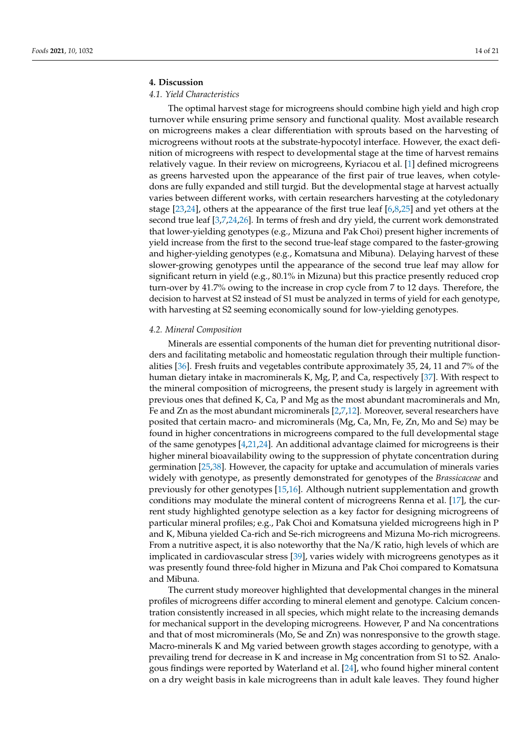## 4. Discussion

### 4.1. Yield Characteristics

The optimal harvest stage for microgreens should combine high yield and high crop turnover while ensuring prime sensory and functional quality. Most available research on microgreens makes a clear differentiation with sprouts based on the harvesting of microgreens without roots at the substrate-hypocotyl interface. However, the exact definition of microgreens with respect to developmental stage at the time of harvest remains relatively vague. In their review on microgreens, Kyriacou et al. [1] defined microgreens as greens harvested upon the appearance of the first pair of true leaves, when cotyledons are fully expanded and still turgid. But the developmental stage at harvest actually varies between different works, with certain researchers harvesting at the cotyledonary stage [23,24], others at the appearance of the first true leaf [6,8,25] and yet others at the second true leaf [3,7,24,26]. In terms of fresh and dry yield, the current work demonstrated that lower-yielding genotypes (e.g., Mizuna and Pak Choi) present higher increments of yield increase from the first to the second true-leaf stage compared to the faster-growing and higher-yielding genotypes (e.g., Komatsuna and Mibuna). Delaying harvest of these slower-growing genotypes until the appearance of the second true leaf may allow for significant return in yield (e.g., 80.1% in Mizuna) but this practice presently reduced crop turn-over by 41.7% owing to the increase in crop cycle from 7 to 12 days. Therefore, the decision to harvest at S2 instead of S1 must be analyzed in terms of yield for each genotype, with harvesting at S2 seeming economically sound for low-yielding genotypes.

### 4.2. Mineral Composition

Minerals are essential components of the human diet for preventing nutritional disorders and facilitating metabolic and homeostatic regulation through their multiple functionalities [36]. Fresh fruits and vegetables contribute approximately 35, 24, 11 and 7% of the human dietary intake in macrominerals K, Mg, P, and Ca, respectively [37]. With respect to the mineral composition of microgreens, the present study is largely in agreement with previous ones that defined K, Ca, P and Mg as the most abundant macrominerals and Mn, Fe and Zn as the most abundant microminerals [2,7,12]. Moreover, several researchers have posited that certain macro- and microminerals (Mg, Ca, Mn, Fe, Zn, Mo and Se) may be found in higher concentrations in microgreens compared to the full developmental stage of the same genotypes [4,21,24]. An additional advantage claimed for microgreens is their higher mineral bioavailability owing to the suppression of phytate concentration during germination [25,38]. However, the capacity for uptake and accumulation of minerals varies widely with genotype, as presently demonstrated for genotypes of the *Brassicaceae* and previously for other genotypes [15,16]. Although nutrient supplementation and growth conditions may modulate the mineral content of microgreens Renna et al. [17], the current study highlighted genotype selection as a key factor for designing microgreens of particular mineral profiles; e.g., Pak Choi and Komatsuna yielded microgreens high in P and K, Mibuna yielded Ca-rich and Se-rich microgreens and Mizuna Mo-rich microgreens. From a nutritive aspect, it is also noteworthy that the Na/K ratio, high levels of which are implicated in cardiovascular stress [39], varies widely with microgreens genotypes as it was presently found three-fold higher in Mizuna and Pak Choi compared to Komatsuna and Mibuna.

The current study moreover highlighted that developmental changes in the mineral profiles of microgreens differ according to mineral element and genotype. Calcium concentration consistently increased in all species, which might relate to the increasing demands for mechanical support in the developing microgreens. However, P and Na concentrations and that of most microminerals (Mo, Se and Zn) was nonresponsive to the growth stage. Macro-minerals K and Mg varied between growth stages according to genotype, with a prevailing trend for decrease in K and increase in Mg concentration from S1 to S2. Analogous findings were reported by Waterland et al. [24], who found higher mineral content on a dry weight basis in kale microgreens than in adult kale leaves. They found higher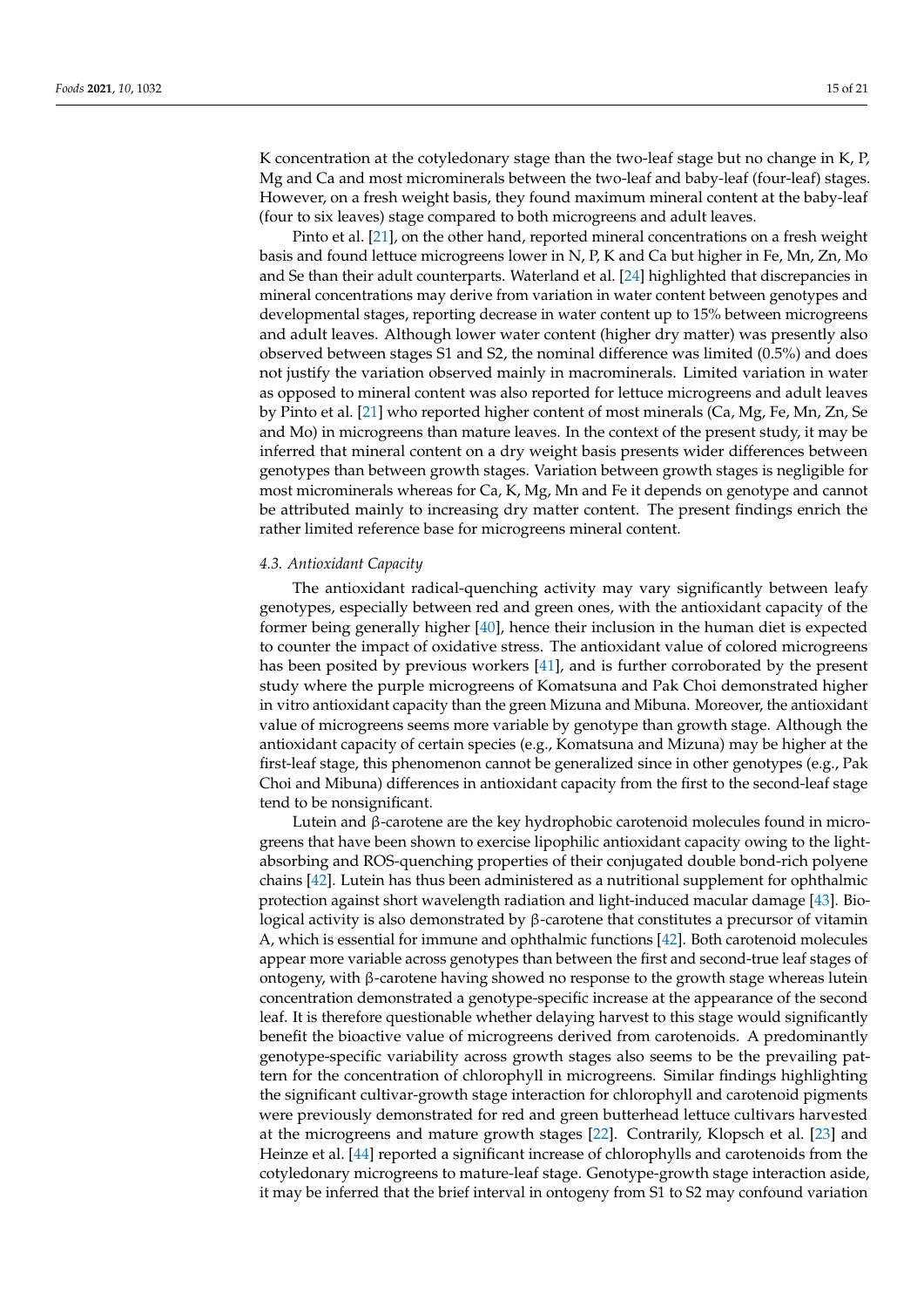K concentration at the cotyledonary stage than the two-leaf stage but no change in K, P, Mg and Ca and most microminerals between the two-leaf and baby-leaf (four-leaf) stages. However, on a fresh weight basis, they found maximum mineral content at the baby-leaf (four to six leaves) stage compared to both microgreens and adult leaves.

Pinto et al. [21], on the other hand, reported mineral concentrations on a fresh weight basis and found lettuce microgreens lower in N, P, K and Ca but higher in Fe, Mn, Zn, Mo and Se than their adult counterparts. Waterland et al. [24] highlighted that discrepancies in mineral concentrations may derive from variation in water content between genotypes and developmental stages, reporting decrease in water content up to 15% between microgreens and adult leaves. Although lower water content (higher dry matter) was presently also observed between stages S1 and S2, the nominal difference was limited (0.5%) and does not justify the variation observed mainly in macrominerals. Limited variation in water as opposed to mineral content was also reported for lettuce microgreens and adult leaves by Pinto et al. [21] who reported higher content of most minerals (Ca, Mg, Fe, Mn, Zn, Se and Mo) in microgreens than mature leaves. In the context of the present study, it may be inferred that mineral content on a dry weight basis presents wider differences between genotypes than between growth stages. Variation between growth stages is negligible for most microminerals whereas for Ca, K, Mg, Mn and Fe it depends on genotype and cannot be attributed mainly to increasing dry matter content. The present findings enrich the rather limited reference base for microgreens mineral content.

### *4.3. Antioxidant Capacity*

The antioxidant radical-quenching activity may vary significantly between leafy genotypes, especially between red and green ones, with the antioxidant capacity of the former being generally higher [40], hence their inclusion in the human diet is expected to counter the impact of oxidative stress. The antioxidant value of colored microgreens has been posited by previous workers [41], and is further corroborated by the present study where the purple microgreens of Komatsuna and Pak Choi demonstrated higher in vitro antioxidant capacity than the green Mizuna and Mibuna. Moreover, the antioxidant value of microgreens seems more variable by genotype than growth stage. Although the antioxidant capacity of certain species (e.g., Komatsuna and Mizuna) may be higher at the first-leaf stage, this phenomenon cannot be generalized since in other genotypes (e.g., Pak Choi and Mibuna) differences in antioxidant capacity from the first to the second-leaf stage tend to be nonsignificant.

Lutein and β-carotene are the key hydrophobic carotenoid molecules found in microgreens that have been shown to exercise lipophilic antioxidant capacity owing to the light-absorbing and ROS-quenching properties of their conjugated double bond-rich polyene chains [42]. Lutein has thus been administered as a nutritional supplement for ophthalmic protection against short wavelength radiation and light-induced macular damage [43]. Biological activity is also demonstrated by β-carotene that constitutes a precursor of vitamin A, which is essential for immune and ophthalmic functions [42]. Both carotenoid molecules appear more variable across genotypes than between the first and second-true leaf stages of ontogeny, with β-carotene having showed no response to the growth stage whereas lutein concentration demonstrated a genotype-specific increase at the appearance of the second leaf. It is therefore questionable whether delaying harvest to this stage would significantly benefit the bioactive value of microgreens derived from carotenoids. A predominantly genotype-specific variability across growth stages also seems to be the prevailing pattern for the concentration of chlorophyll in microgreens. Similar findings highlighting the significant cultivar-growth stage interaction for chlorophyll and carotenoid pigments were previously demonstrated for red and green butterhead lettuce cultivars harvested at the microgreens and mature growth stages [22]. Contrarily, Klopsch et al. [23] and Heinze et al. [44] reported a significant increase of chlorophylls and carotenoids from the cotyledonary microgreens to mature-leaf stage. Genotype-growth stage interaction aside, it may be inferred that the brief interval in ontogeny from S1 to S2 may confound variation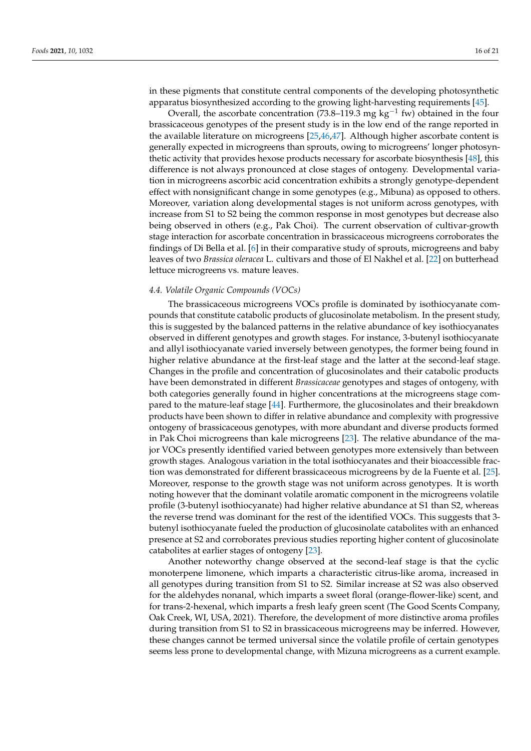in these pigments that constitute central components of the developing photosynthetic apparatus biosynthesized according to the growing light-harvesting requirements [45].

Overall, the ascorbate concentration (73.8–119.3 mg $kg^{-1}$ fw) obtained in the four brassicaceous genotypes of the present study is in the low end of the range reported in the available literature on microgreens [25,46,47]. Although higher ascorbate content is generally expected in microgreens than sprouts, owing to microgreens' longer photosynthetic activity that provides hexose products necessary for ascorbate biosynthesis [48], this difference is not always pronounced at close stages of ontogeny. Developmental variation in microgreens ascorbic acid concentration exhibits a strongly genotype-dependent effect with nonsignificant change in some genotypes (e.g., Mibuna) as opposed to others. Moreover, variation along developmental stages is not uniform across genotypes, with increase from S1 to S2 being the common response in most genotypes but decrease also being observed in others (e.g., Pak Choi). The current observation of cultivar-growth stage interaction for ascorbate concentration in brassicaceous microgreens corroborates the findings of Di Bella et al. [6] in their comparative study of sprouts, microgreens and baby leaves of two *Brassica oleracea* L. cultivars and those of El Nakhel et al. [22] on butterhead lettuce microgreens vs. mature leaves.

### 4.4. Volatile Organic Compounds (VOCs)

The brassicaceous microgreens VOCs profile is dominated by isothiocyanate compounds that constitute catabolic products of glucosinolate metabolism. In the present study, this is suggested by the balanced patterns in the relative abundance of key isothiocyanates observed in different genotypes and growth stages. For instance, 3-butenyl isothiocyanate and allyl isothiocyanate varied inversely between genotypes, the former being found in higher relative abundance at the first-leaf stage and the latter at the second-leaf stage. Changes in the profile and concentration of glucosinolates and their catabolic products have been demonstrated in different *Brassicaceae* genotypes and stages of ontogeny, with both categories generally found in higher concentrations at the microgreens stage compared to the mature-leaf stage [44]. Furthermore, the glucosinolates and their breakdown products have been shown to differ in relative abundance and complexity with progressive ontogeny of brassicaceous genotypes, with more abundant and diverse products formed in Pak Choi microgreens than kale microgreens [23]. The relative abundance of the major VOCs presently identified varied between genotypes more extensively than between growth stages. Analogous variation in the total isothiocyanates and their bioaccessible fraction was demonstrated for different brassicaceous microgreens by de la Fuente et al. [25]. Moreover, response to the growth stage was not uniform across genotypes. It is worth noting however that the dominant volatile aromatic component in the microgreens volatile profile (3-butenyl isothiocyanate) had higher relative abundance at S1 than S2, whereas the reverse trend was dominant for the rest of the identified VOCs. This suggests that 3-butenyl isothiocyanate fueled the production of glucosinolate catabolites with an enhanced presence at S2 and corroborates previous studies reporting higher content of glucosinolate catabolites at earlier stages of ontogeny [23].

Another noteworthy change observed at the second-leaf stage is that the cyclic monoterpene limonene, which imparts a characteristic citrus-like aroma, increased in all genotypes during transition from S1 to S2. Similar increase at S2 was also observed for the aldehydes nonanal, which imparts a sweet floral (orange-flower-like) scent, and for trans-2-hexenal, which imparts a fresh leafy green scent (The Good Scents Company, Oak Creek, WI, USA, 2021). Therefore, the development of more distinctive aroma profiles during transition from S1 to S2 in brassicaceous microgreens may be inferred. However, these changes cannot be termed universal since the volatile profile of certain genotypes seems less prone to developmental change, with Mizuna microgreens as a current example.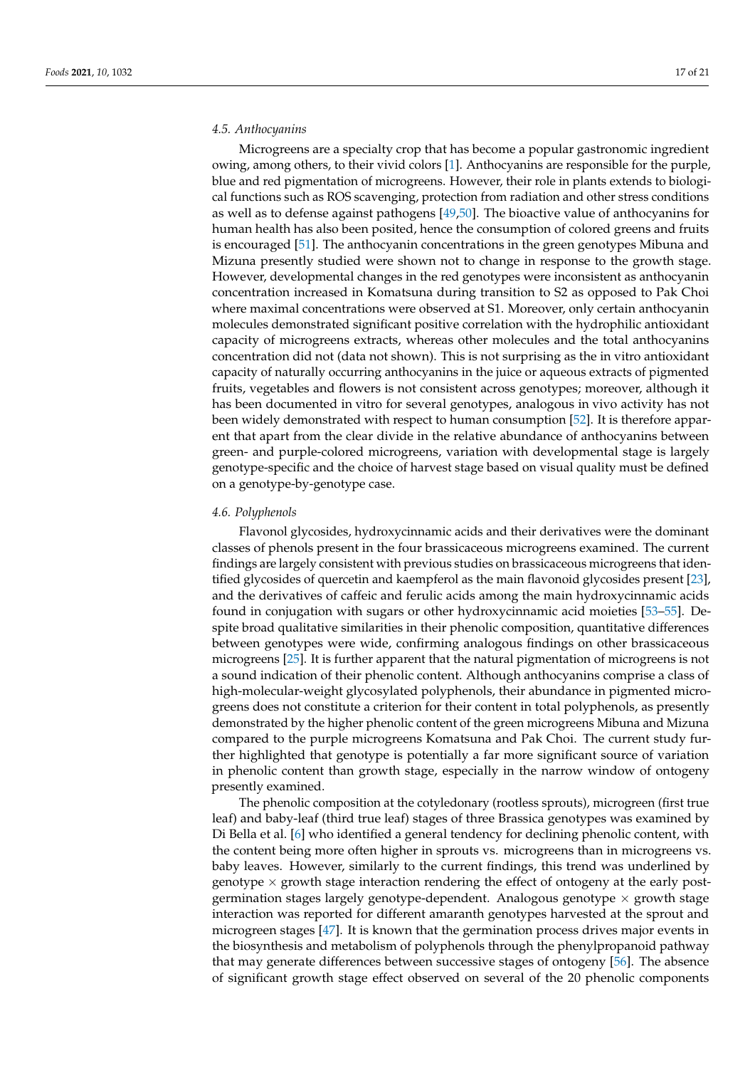### 4.5. Anthocyanins

Microgreens are a specialty crop that has become a popular gastronomic ingredient owing, among others, to their vivid colors [1]. Anthocyanins are responsible for the purple, blue and red pigmentation of microgreens. However, their role in plants extends to biological functions such as ROS scavenging, protection from radiation and other stress conditions as well as to defense against pathogens [49,50]. The bioactive value of anthocyanins for human health has also been posited, hence the consumption of colored greens and fruits is encouraged [51]. The anthocyanin concentrations in the green genotypes Mibuna and Mizuna presently studied were shown not to change in response to the growth stage. However, developmental changes in the red genotypes were inconsistent as anthocyanin concentration increased in Komatsuna during transition to S2 as opposed to Pak Choi where maximal concentrations were observed at S1. Moreover, only certain anthocyanin molecules demonstrated significant positive correlation with the hydrophilic antioxidant capacity of microgreens extracts, whereas other molecules and the total anthocyanins concentration did not (data not shown). This is not surprising as the in vitro antioxidant capacity of naturally occurring anthocyanins in the juice or aqueous extracts of pigmented fruits, vegetables and flowers is not consistent across genotypes; moreover, although it has been documented in vitro for several genotypes, analogous in vivo activity has not been widely demonstrated with respect to human consumption [52]. It is therefore apparent that apart from the clear divide in the relative abundance of anthocyanins between green- and purple-colored microgreens, variation with developmental stage is largely genotype-specific and the choice of harvest stage based on visual quality must be defined on a genotype-by-genotype case.

### 4.6. Polyphenols

Flavonol glycosides, hydroxycinnamic acids and their derivatives were the dominant classes of phenols present in the four brassicaceous microgreens examined. The current findings are largely consistent with previous studies on brassicaceous microgreens that identified glycosides of quercetin and kaempferol as the main flavonoid glycosides present [23], and the derivatives of caffeic and ferulic acids among the main hydroxycinnamic acids found in conjugation with sugars or other hydroxycinnamic acid moieties [53–55]. Despite broad qualitative similarities in their phenolic composition, quantitative differences between genotypes were wide, confirming analogous findings on other brassicaceous microgreens [25]. It is further apparent that the natural pigmentation of microgreens is not a sound indication of their phenolic content. Although anthocyanins comprise a class of high-molecular-weight glycosylated polyphenols, their abundance in pigmented microgreens does not constitute a criterion for their content in total polyphenols, as presently demonstrated by the higher phenolic content of the green microgreens Mibuna and Mizuna compared to the purple microgreens Komatsuna and Pak Choi. The current study further highlighted that genotype is potentially a far more significant source of variation in phenolic content than growth stage, especially in the narrow window of ontogeny presently examined.

The phenolic composition at the cotyledonary (rootless sprouts), microgreen (first true leaf) and baby-leaf (third true leaf) stages of three Brassica genotypes was examined by Di Bella et al. [6] who identified a general tendency for declining phenolic content, with the content being more often higher in sprouts vs. microgreens than in microgreens vs. baby leaves. However, similarly to the current findings, this trend was underlined by genotype × growth stage interaction rendering the effect of ontogeny at the early post-germination stages largely genotype-dependent. Analogous genotype × growth stage interaction was reported for different amaranth genotypes harvested at the sprout and microgreen stages [47]. It is known that the germination process drives major events in the biosynthesis and metabolism of polyphenols through the phenylpropanoid pathway that may generate differences between successive stages of ontogeny [56]. The absence of significant growth stage effect observed on several of the 20 phenolic components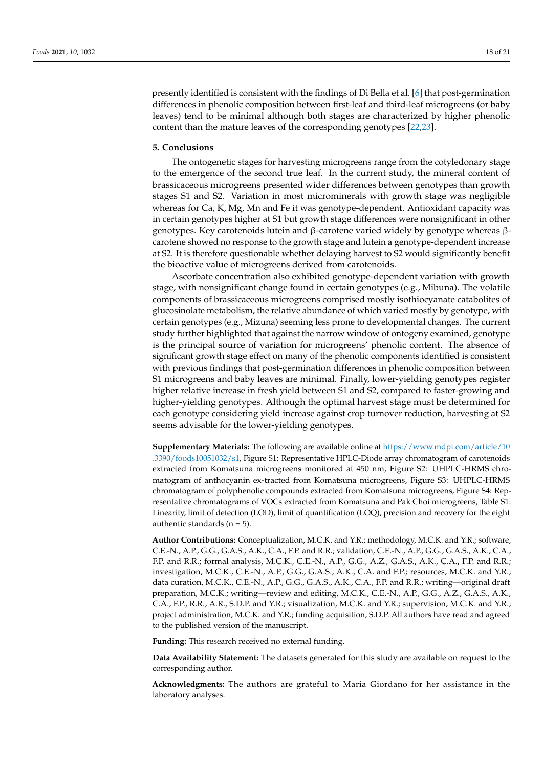presently identified is consistent with the findings of Di Bella et al. [6] that post-germination differences in phenolic composition between first-leaf and third-leaf microgreens (or baby leaves) tend to be minimal although both stages are characterized by higher phenolic content than the mature leaves of the corresponding genotypes [22,23].

## 5. Conclusions

The ontogenetic stages for harvesting microgreens range from the cotyledonary stage to the emergence of the second true leaf. In the current study, the mineral content of brassicaceous microgreens presented wider differences between genotypes than growth stages S1 and S2. Variation in most microminerals with growth stage was negligible whereas for Ca, K, Mg, Mn and Fe it was genotype-dependent. Antioxidant capacity was in certain genotypes higher at S1 but growth stage differences were nonsignificant in other genotypes. Key carotenoids lutein and β-carotene varied widely by genotype whereas β-carotene showed no response to the growth stage and lutein a genotype-dependent increase at S2. It is therefore questionable whether delaying harvest to S2 would significantly benefit the bioactive value of microgreens derived from carotenoids.

Ascorbate concentration also exhibited genotype-dependent variation with growth stage, with nonsignificant change found in certain genotypes (e.g., Mibuna). The volatile components of brassicaceous microgreens comprised mostly isothiocyanate catabolites of glucosinolate metabolism, the relative abundance of which varied mostly by genotype, with certain genotypes (e.g., Mizuna) seeming less prone to developmental changes. The current study further highlighted that against the narrow window of ontogeny examined, genotype is the principal source of variation for microgreens' phenolic content. The absence of significant growth stage effect on many of the phenolic components identified is consistent with previous findings that post-germination differences in phenolic composition between S1 microgreens and baby leaves are minimal. Finally, lower-yielding genotypes register higher relative increase in fresh yield between S1 and S2, compared to faster-growing and higher-yielding genotypes. Although the optimal harvest stage must be determined for each genotype considering yield increase against crop turnover reduction, harvesting at S2 seems advisable for the lower-yielding genotypes.

**Supplementary Materials:** The following are available online at https://www.mdpi.com/article/10.3390/foods10051032/s1, Figure S1: Representative HPLC-Diode array chromatogram of carotenoids extracted from Komatsuna microgreens monitored at 450 nm, Figure S2: UHPLC-HRMS chromatogram of anthocyanin ex-tracted from Komatsuna microgreens, Figure S3: UHPLC-HRMS chromatogram of polyphenolic compounds extracted from Komatsuna microgreens, Figure S4: Representative chromatograms of VOCs extracted from Komatsuna and Pak Choi microgreens, Table S1: Linearity, limit of detection (LOD), limit of quantification (LOQ), precision and recovery for the eight authentic standards (n = 5).

**Author Contributions:** Conceptualization, M.C.K. and Y.R.; methodology, M.C.K. and Y.R.; software, C.E.-N., A.P., G.G., G.A.S., A.K., C.A., F.P. and R.R.; validation, C.E.-N., A.P., G.G., G.A.S., A.K., C.A., F.P. and R.R.; formal analysis, M.C.K., C.E.-N., A.P., G.G., A.Z., G.A.S., A.K., C.A., F.P. and R.R.; investigation, M.C.K., C.E.-N., A.P., G.G., G.A.S., A.K., C.A. and F.P.; resources, M.C.K. and Y.R.; data curation, M.C.K., C.E.-N., A.P., G.G., G.A.S., A.K., C.A., F.P. and R.R.; writing—original draft preparation, M.C.K.; writing—review and editing, M.C.K., C.E.-N., A.P., G.G., A.Z., G.A.S., A.K., C.A., F.P., R.R., A.R., S.D.P. and Y.R.; visualization, M.C.K. and Y.R.; supervision, M.C.K. and Y.R.; project administration, M.C.K. and Y.R.; funding acquisition, S.D.P. All authors have read and agreed to the published version of the manuscript.

**Funding:** This research received no external funding.

**Data Availability Statement:** The datasets generated for this study are available on request to the corresponding author.

**Acknowledgments:** The authors are grateful to Maria Giordano for her assistance in the laboratory analyses.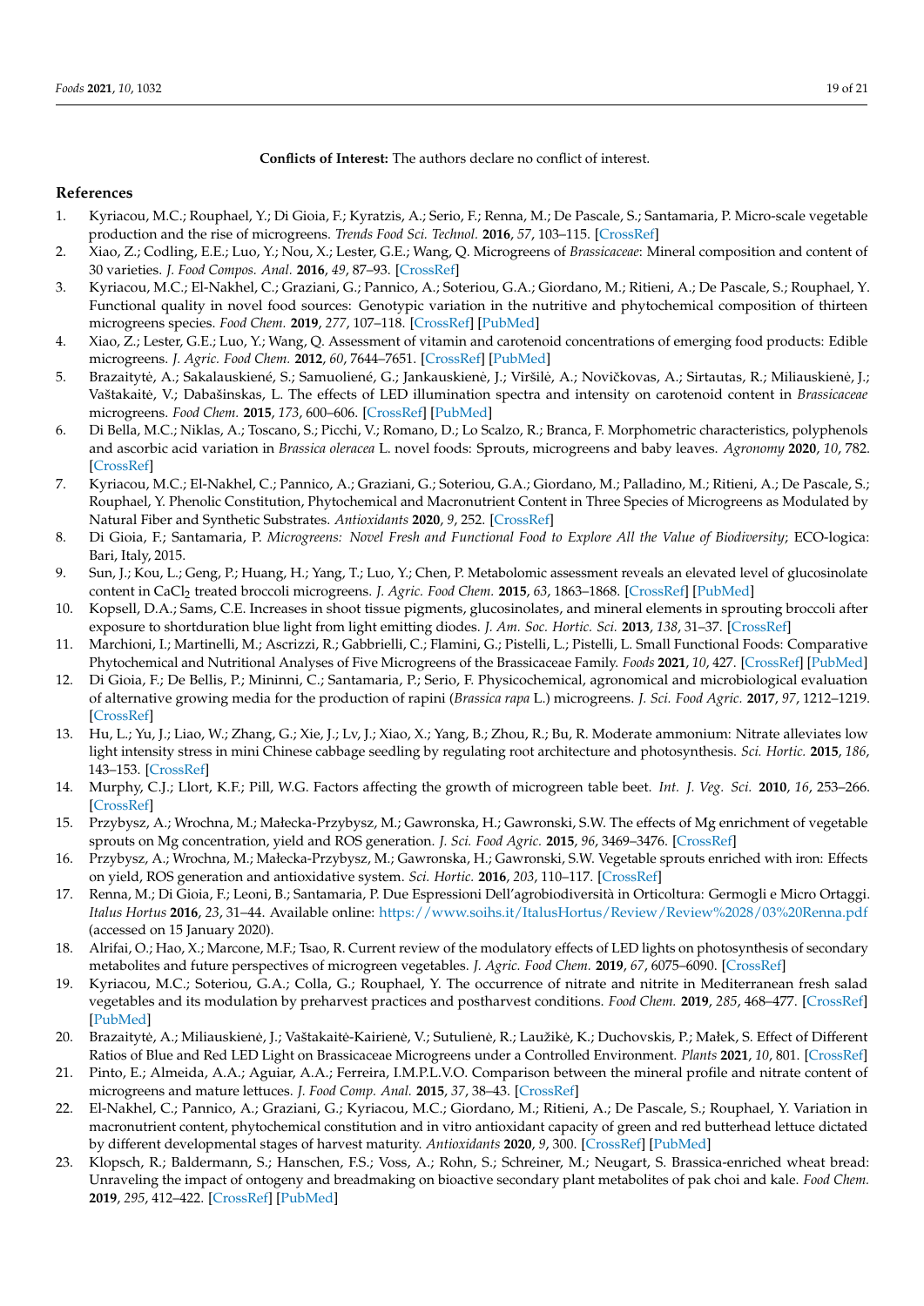**Conflicts of Interest:** The authors declare no conflict of interest.

## References

1. Kyriacou, M.C.; Rouphael, Y.; Di Gioia, F.; Kyratzis, A.; Serio, F.; Renna, M.; De Pascale, S.; Santamaria, P. Micro-scale vegetable production and the rise of microgreens. *Trends Food Sci. Technol.* **2016**, *57*, 103–115. [CrossRef]
2. Xiao, Z.; Codling, E.E.; Luo, Y.; Nou, X.; Lester, G.E.; Wang, Q. Microgreens of *Brassicaceae*: Mineral composition and content of 30 varieties. *J. Food Compos. Anal.* **2016**, *49*, 87–93. [CrossRef]
3. Kyriacou, M.C.; El-Nakhel, C.; Graziani, G.; Pannico, A.; Soteriou, G.A.; Giordano, M.; Ritieni, A.; De Pascale, S.; Rouphael, Y. Functional quality in novel food sources: Genotypic variation in the nutritive and phytochemical composition of thirteen microgreens species. *Food Chem.* **2019**, *277*, 107–118. [CrossRef] [PubMed]
4. Xiao, Z.; Lester, G.E.; Luo, Y.; Wang, Q. Assessment of vitamin and carotenoid concentrations of emerging food products: Edible microgreens. *J. Agric. Food Chem.* **2012**, *60*, 7644–7651. [CrossRef] [PubMed]
5. Brazaitytė, A.; Sakalauskienė, S.; Samuolienė, G.; Jankauskienė, J.; Viršilė, A.; Novičkovas, A.; Sirtautas, R.; Miliauskienė, J.; Vaštakaitė, V.; Dabašinskas, L. The effects of LED illumination spectra and intensity on carotenoid content in *Brassicaceae* microgreens. *Food Chem.* **2015**, *173*, 600–606. [CrossRef] [PubMed]
6. Di Bella, M.C.; Niklas, A.; Toscano, S.; Picchi, V.; Romano, D.; Lo Scalzo, R.; Branca, F. Morphometric characteristics, polyphenols and ascorbic acid variation in *Brassica oleracea* L. novel foods: Sprouts, microgreens and baby leaves. *Agronomy* **2020**, *10*, 782. [CrossRef]
7. Kyriacou, M.C.; El-Nakhel, C.; Pannico, A.; Graziani, G.; Soteriou, G.A.; Giordano, M.; Palladino, M.; Ritieni, A.; De Pascale, S.; Rouphael, Y. Phenolic Constitution, Phytochemical and Macronutrient Content in Three Species of Microgreens as Modulated by Natural Fiber and Synthetic Substrates. *Antioxidants* **2020**, *9*, 252. [CrossRef]
8. Di Gioia, F.; Santamaria, P. *Microgreens: Novel Fresh and Functional Food to Explore All the Value of Biodiversity*; ECO-logica: Bari, Italy, 2015.
9. Sun, J.; Kou, L.; Geng, P.; Huang, H.; Yang, T.; Luo, Y.; Chen, P. Metabolomic assessment reveals an elevated level of glucosinolate content in $CaCl_2$ treated broccoli microgreens. *J. Agric. Food Chem.* **2015**, *63*, 1863–1868. [CrossRef] [PubMed]
10. Kopsell, D.A.; Sams, C.E. Increases in shoot tissue pigments, glucosinolates, and mineral elements in sprouting broccoli after exposure to shortduration blue light from light emitting diodes. *J. Am. Soc. Hortic. Sci.* **2013**, *138*, 31–37. [CrossRef]
11. Marchioni, I.; Martinelli, M.; Ascrizzi, R.; Gabbrielli, C.; Flamini, G.; Pistelli, L.; Pistelli, L. Small Functional Foods: Comparative Phytochemical and Nutritional Analyses of Five Microgreens of the Brassicaceae Family. *Foods* **2021**, *10*, 427. [CrossRef] [PubMed]
12. Di Gioia, F.; De Bellis, P.; Mininni, C.; Santamaria, P.; Serio, F. Physicochemical, agronomical and microbiological evaluation of alternative growing media for the production of rapini (*Brassica rapa* L.) microgreens. *J. Sci. Food Agric.* **2017**, *97*, 1212–1219. [CrossRef]
13. Hu, L.; Yu, J.; Liao, W.; Zhang, G.; Xie, J.; Lv, J.; Xiao, X.; Yang, B.; Zhou, R.; Bu, R. Moderate ammonium: Nitrate alleviates low light intensity stress in mini Chinese cabbage seedling by regulating root architecture and photosynthesis. *Sci. Hortic.* **2015**, *186*, 143–153. [CrossRef]
14. Murphy, C.J.; Llort, K.F.; Pill, W.G. Factors affecting the growth of microgreen table beet. *Int. J. Veg. Sci.* **2010**, *16*, 253–266. [CrossRef]
15. Przybysz, A.; Wrochna, M.; Małecka-Przybysz, M.; Gawronska, H.; Gawronski, S.W. The effects of Mg enrichment of vegetable sprouts on Mg concentration, yield and ROS generation. *J. Sci. Food Agric.* **2015**, *96*, 3469–3476. [CrossRef]
16. Przybysz, A.; Wrochna, M.; Małecka-Przybysz, M.; Gawronska, H.; Gawronski, S.W. Vegetable sprouts enriched with iron: Effects on yield, ROS generation and antioxidative system. *Sci. Hortic.* **2016**, *203*, 110–117. [CrossRef]
17. Renna, M.; Di Gioia, F.; Leoni, B.; Santamaria, P. Due Espressioni Dell'agrobiodiversità in Orticoltura: Germogli e Micro Ortaggi. *Italus Hortus* **2016**, *23*, 31–44. Available online: https://www.soihs.it/ItalusHortus/Review/Review%2028/03%20Renna.pdf (accessed on 15 January 2020).
18. Alrifai, O.; Hao, X.; Marcone, M.F.; Tsao, R. Current review of the modulatory effects of LED lights on photosynthesis of secondary metabolites and future perspectives of microgreen vegetables. *J. Agric. Food Chem.* **2019**, *67*, 6075–6090. [CrossRef]
19. Kyriacou, M.C.; Soteriou, G.A.; Colla, G.; Rouphael, Y. The occurrence of nitrate and nitrite in Mediterranean fresh salad vegetables and its modulation by preharvest practices and postharvest conditions. *Food Chem.* **2019**, *285*, 468–477. [CrossRef] [PubMed]
20. Brazaitytė, A.; Miliauskienė, J.; Vaštakaitė-Kairienė, V.; Sutulienė, R.; Laužikė, K.; Duchovskis, P.; Małek, S. Effect of Different Ratios of Blue and Red LED Light on Brassicaceae Microgreens under a Controlled Environment. *Plants* **2021**, *10*, 801. [CrossRef]
21. Pinto, E.; Almeida, A.A.; Aguiar, A.A.; Ferreira, I.M.P.L.V.O. Comparison between the mineral profile and nitrate content of microgreens and mature lettuces. *J. Food Comp. Anal.* **2015**, *37*, 38–43. [CrossRef]
22. El-Nakhel, C.; Pannico, A.; Graziani, G.; Kyriacou, M.C.; Giordano, M.; Ritieni, A.; De Pascale, S.; Rouphael, Y. Variation in macronutrient content, phytochemical constitution and in vitro antioxidant capacity of green and red butterhead lettuce dictated by different developmental stages of harvest maturity. *Antioxidants* **2020**, *9*, 300. [CrossRef] [PubMed]
23. Klopsch, R.; Baldermann, S.; Hanschen, F.S.; Voss, A.; Rohn, S.; Schreiner, M.; Neugart, S. Brassica-enriched wheat bread: Unraveling the impact of ontogeny and breadmaking on bioactive secondary plant metabolites of pak choi and kale. *Food Chem.* **2019**, *295*, 412–422. [CrossRef] [PubMed]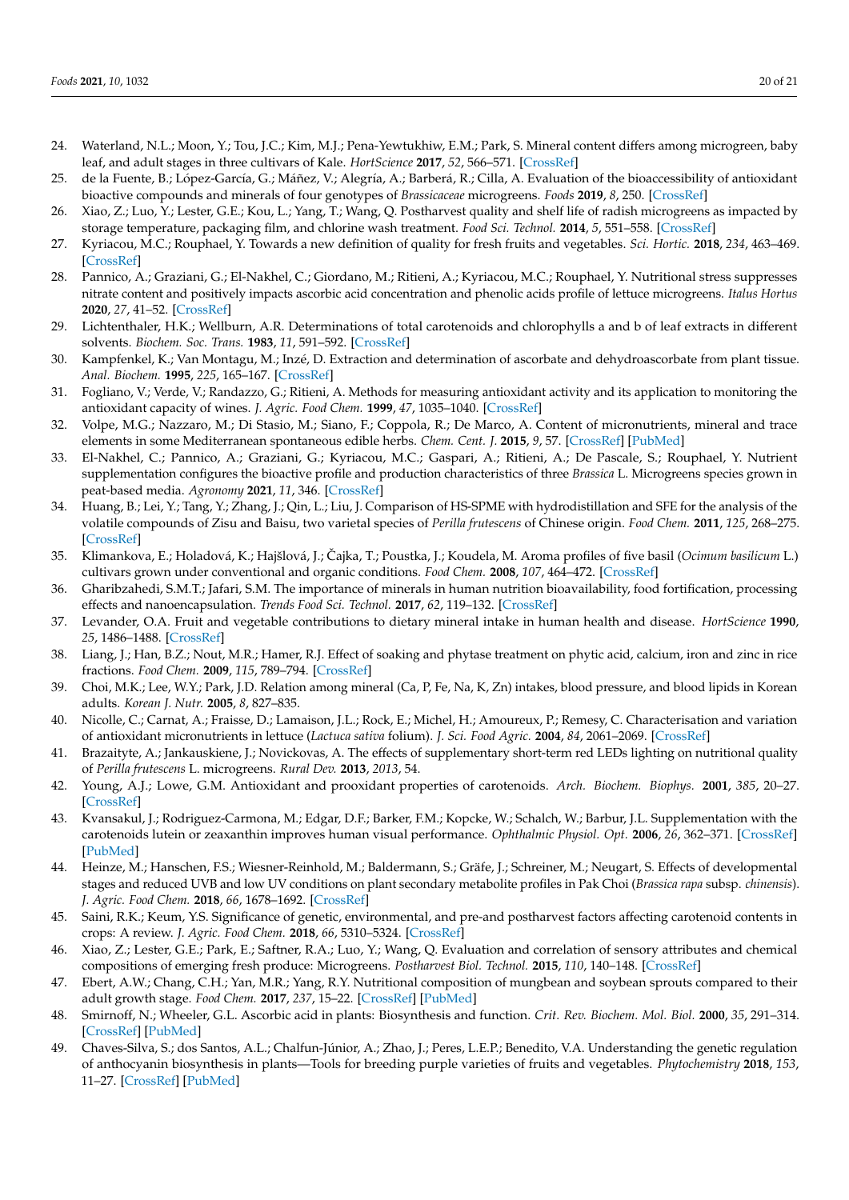24. Waterland, N.L.; Moon, Y.; Tou, J.C.; Kim, M.J.; Pena-Yewtukhiw, E.M.; Park, S. Mineral content differs among microgreen, baby leaf, and adult stages in three cultivars of Kale. *HortScience* **2017**, *52*, 566–571. [CrossRef]
25. de la Fuente, B.; López-García, G.; Máñez, V.; Alegría, A.; Barberá, R.; Cilla, A. Evaluation of the bioaccessibility of antioxidant bioactive compounds and minerals of four genotypes of *Brassicaceae* microgreens. *Foods* **2019**, *8*, 250. [CrossRef]
26. Xiao, Z.; Luo, Y.; Lester, G.E.; Kou, L.; Yang, T.; Wang, Q. Postharvest quality and shelf life of radish microgreens as impacted by storage temperature, packaging film, and chlorine wash treatment. *Food Sci. Technol.* **2014**, *5*, 551–558. [CrossRef]
27. Kyriacou, M.C.; Rouphael, Y. Towards a new definition of quality for fresh fruits and vegetables. *Sci. Hortic.* **2018**, *234*, 463–469. [CrossRef]
28. Pannico, A.; Graziani, G.; El-Nakhel, C.; Giordano, M.; Ritieni, A.; Kyriacou, M.C.; Rouphael, Y. Nutritional stress suppresses nitrate content and positively impacts ascorbic acid concentration and phenolic acids profile of lettuce microgreens. *Italus Hortus* **2020**, *27*, 41–52. [CrossRef]
29. Lichtenthaler, H.K.; Wellburn, A.R. Determinations of total carotenoids and chlorophylls a and b of leaf extracts in different solvents. *Biochem. Soc. Trans.* **1983**, *11*, 591–592. [CrossRef]
30. Kampfenkel, K.; Van Montagu, M.; Inzé, D. Extraction and determination of ascorbate and dehydroascorbate from plant tissue. *Anal. Biochem.* **1995**, *225*, 165–167. [CrossRef]
31. Fogliano, V.; Verde, V.; Randazzo, G.; Ritieni, A. Methods for measuring antioxidant activity and its application to monitoring the antioxidant capacity of wines. *J. Agric. Food Chem.* **1999**, *47*, 1035–1040. [CrossRef]
32. Volpe, M.G.; Nazzaro, M.; Di Stasio, M.; Siano, F.; Coppola, R.; De Marco, A. Content of micronutrients, mineral and trace elements in some Mediterranean spontaneous edible herbs. *Chem. Cent. J.* **2015**, *9*, 57. [CrossRef] [PubMed]
33. El-Nakhel, C.; Pannico, A.; Graziani, G.; Kyriacou, M.C.; Gaspari, A.; Ritieni, A.; De Pascale, S.; Rouphael, Y. Nutrient supplementation configures the bioactive profile and production characteristics of three *Brassica* L. Microgreens species grown in peat-based media. *Agronomy* **2021**, *11*, 346. [CrossRef]
34. Huang, B.; Lei, Y.; Tang, Y.; Zhang, J.; Qin, L.; Liu, J. Comparison of HS-SPME with hydrodistillation and SFE for the analysis of the volatile compounds of Zisu and Baisu, two varietal species of *Perilla frutescens* of Chinese origin. *Food Chem.* **2011**, *125*, 268–275. [CrossRef]
35. Klimankova, E.; Holadová, K.; Hajšlová, J.; Čajka, T.; Poustka, J.; Koudela, M. Aroma profiles of five basil (*Ocimum basilicum* L.) cultivars grown under conventional and organic conditions. *Food Chem.* **2008**, *107*, 464–472. [CrossRef]
36. Gharibzahedi, S.M.T.; Jafari, S.M. The importance of minerals in human nutrition bioavailability, food fortification, processing effects and nanoencapsulation. *Trends Food Sci. Technol.* **2017**, *62*, 119–132. [CrossRef]
37. Levander, O.A. Fruit and vegetable contributions to dietary mineral intake in human health and disease. *HortScience* **1990**, *25*, 1486–1488. [CrossRef]
38. Liang, J.; Han, B.Z.; Nout, M.R.; Hamer, R.J. Effect of soaking and phytase treatment on phytic acid, calcium, iron and zinc in rice fractions. *Food Chem.* **2009**, *115*, 789–794. [CrossRef]
39. Choi, M.K.; Lee, W.Y.; Park, J.D. Relation among mineral (Ca, P, Fe, Na, K, Zn) intakes, blood pressure, and blood lipids in Korean adults. *Korean J. Nutr.* **2005**, *8*, 827–835.
40. Nicolle, C.; Carnat, A.; Fraisse, D.; Lamaison, J.L.; Rock, E.; Michel, H.; Amoureux, P.; Remesy, C. Characterisation and variation of antioxidant micronutrients in lettuce (*Lactuca sativa* folium). *J. Sci. Food Agric.* **2004**, *84*, 2061–2069. [CrossRef]
41. Brazaityte, A.; Jankauskiene, J.; Novickovas, A. The effects of supplementary short-term red LEDs lighting on nutritional quality of *Perilla frutescens* L. microgreens. *Rural Dev.* **2013**, *2013*, 54.
42. Young, A.J.; Lowe, G.M. Antioxidant and prooxidant properties of carotenoids. *Arch. Biochem. Biophys.* **2001**, *385*, 20–27. [CrossRef]
43. Kvansakul, J.; Rodriguez-Carmona, M.; Edgar, D.F.; Barker, F.M.; Kopcke, W.; Schalch, W.; Barbur, J.L. Supplementation with the carotenoids lutein or zeaxanthin improves human visual performance. *Ophthalmic Physiol. Opt.* **2006**, *26*, 362–371. [CrossRef] [PubMed]
44. Heinze, M.; Hanschen, F.S.; Wiesner-Reinhold, M.; Baldermann, S.; Gräfe, J.; Schreiner, M.; Neugart, S. Effects of developmental stages and reduced UVB and low UV conditions on plant secondary metabolite profiles in Pak Choi (*Brassica rapa* subsp. *chinensis*). *J. Agric. Food Chem.* **2018**, *66*, 1678–1692. [CrossRef]
45. Saini, R.K.; Keum, Y.S. Significance of genetic, environmental, and pre-and postharvest factors affecting carotenoid contents in crops: A review. *J. Agric. Food Chem.* **2018**, *66*, 5310–5324. [CrossRef]
46. Xiao, Z.; Lester, G.E.; Park, E.; Saftner, R.A.; Luo, Y.; Wang, Q. Evaluation and correlation of sensory attributes and chemical compositions of emerging fresh produce: Microgreens. *Postharvest Biol. Technol.* **2015**, *110*, 140–148. [CrossRef]
47. Ebert, A.W.; Chang, C.H.; Yan, M.R.; Yang, R.Y. Nutritional composition of mungbean and soybean sprouts compared to their adult growth stage. *Food Chem.* **2017**, *237*, 15–22. [CrossRef] [PubMed]
48. Smirnoff, N.; Wheeler, G.L. Ascorbic acid in plants: Biosynthesis and function. *Crit. Rev. Biochem. Mol. Biol.* **2000**, *35*, 291–314. [CrossRef] [PubMed]
49. Chaves-Silva, S.; dos Santos, A.L.; Chalfun-Júnior, A.; Zhao, J.; Peres, L.E.P.; Benedito, V.A. Understanding the genetic regulation of anthocyanin biosynthesis in plants—Tools for breeding purple varieties of fruits and vegetables. *Phytochemistry* **2018**, *153*, 11–27. [CrossRef] [PubMed]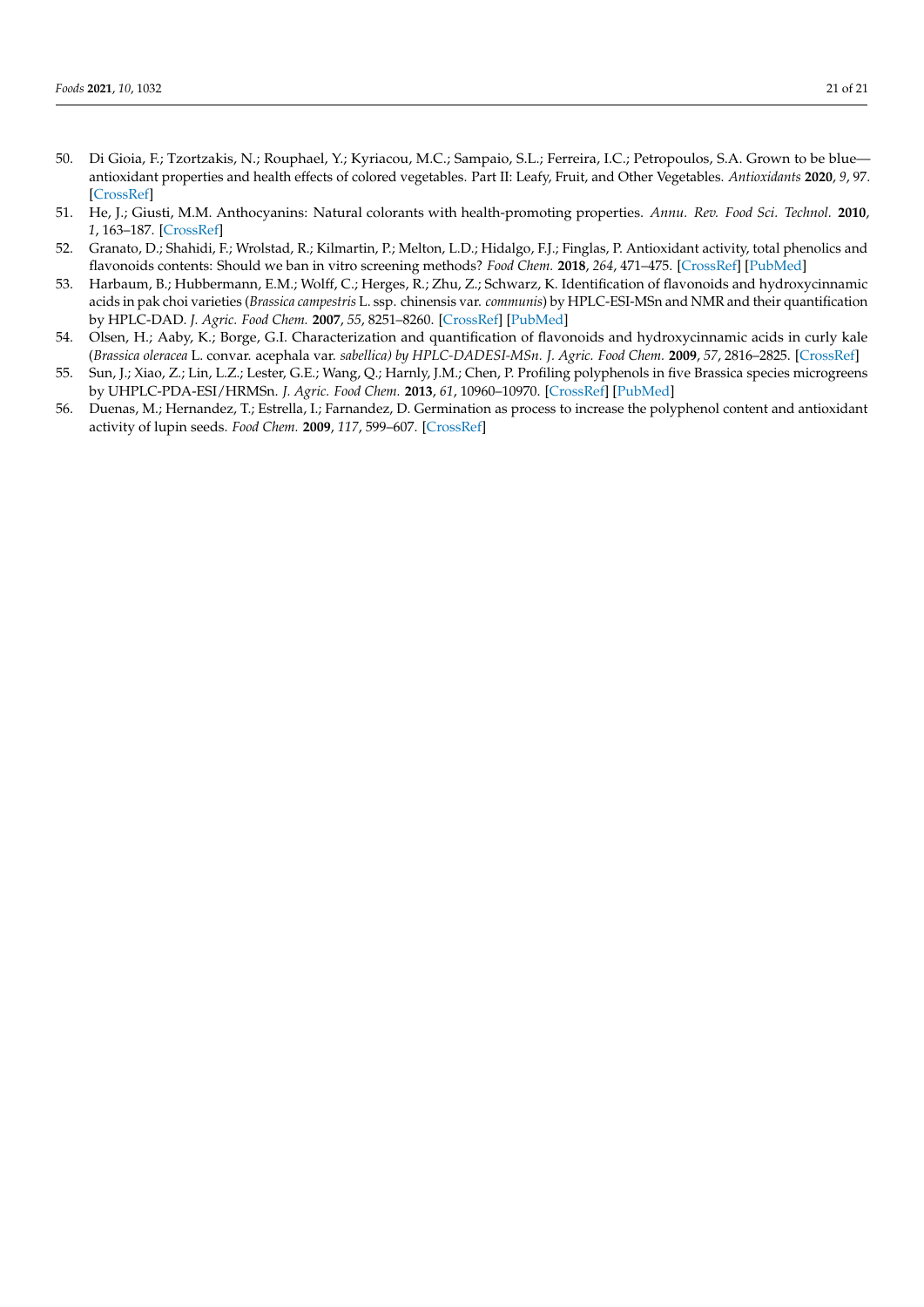50. Di Gioia, F.; Tzortzakis, N.; Rouphael, Y.; Kyriacou, M.C.; Sampaio, S.L.; Ferreira, I.C.; Petropoulos, S.A. Grown to be blue—antioxidant properties and health effects of colored vegetables. Part II: Leafy, Fruit, and Other Vegetables. *Antioxidants* **2020**, *9*, 97. [CrossRef]
51. He, J.; Giusti, M.M. Anthocyanins: Natural colorants with health-promoting properties. *Annu. Rev. Food Sci. Technol.* **2010**, *1*, 163–187. [CrossRef]
52. Granato, D.; Shahidi, F.; Wrolstad, R.; Kilmartin, P.; Melton, L.D.; Hidalgo, F.J.; Finglas, P. Antioxidant activity, total phenolics and flavonoids contents: Should we ban in vitro screening methods? *Food Chem.* **2018**, *264*, 471–475. [CrossRef] [PubMed]
53. Harbaum, B.; Hubbermann, E.M.; Wolff, C.; Herges, R.; Zhu, Z.; Schwarz, K. Identification of flavonoids and hydroxycinnamic acids in pak choi varieties (*Brassica campestris* L. ssp. chinensis var. *communis*) by HPLC-ESI-MSn and NMR and their quantification by HPLC-DAD. *J. Agric. Food Chem.* **2007**, *55*, 8251–8260. [CrossRef] [PubMed]
54. Olsen, H.; Aaby, K.; Borge, G.I. Characterization and quantification of flavonoids and hydroxycinnamic acids in curly kale (*Brassica oleracea* L. convar. acephala var. *sabellica) by HPLC-DADESI-MSn. J. Agric. Food Chem.* **2009**, *57*, 2816–2825. [CrossRef]
55. Sun, J.; Xiao, Z.; Lin, L.Z.; Lester, G.E.; Wang, Q.; Harnly, J.M.; Chen, P. Profiling polyphenols in five Brassica species microgreens by UHPLC-PDA-ESI/HRMSn. *J. Agric. Food Chem.* **2013**, *61*, 10960–10970. [CrossRef] [PubMed]
56. Duenas, M.; Hernandez, T.; Estrella, I.; Farnandez, D. Germination as process to increase the polyphenol content and antioxidant activity of lupin seeds. *Food Chem.* **2009**, *117*, 599–607. [CrossRef]